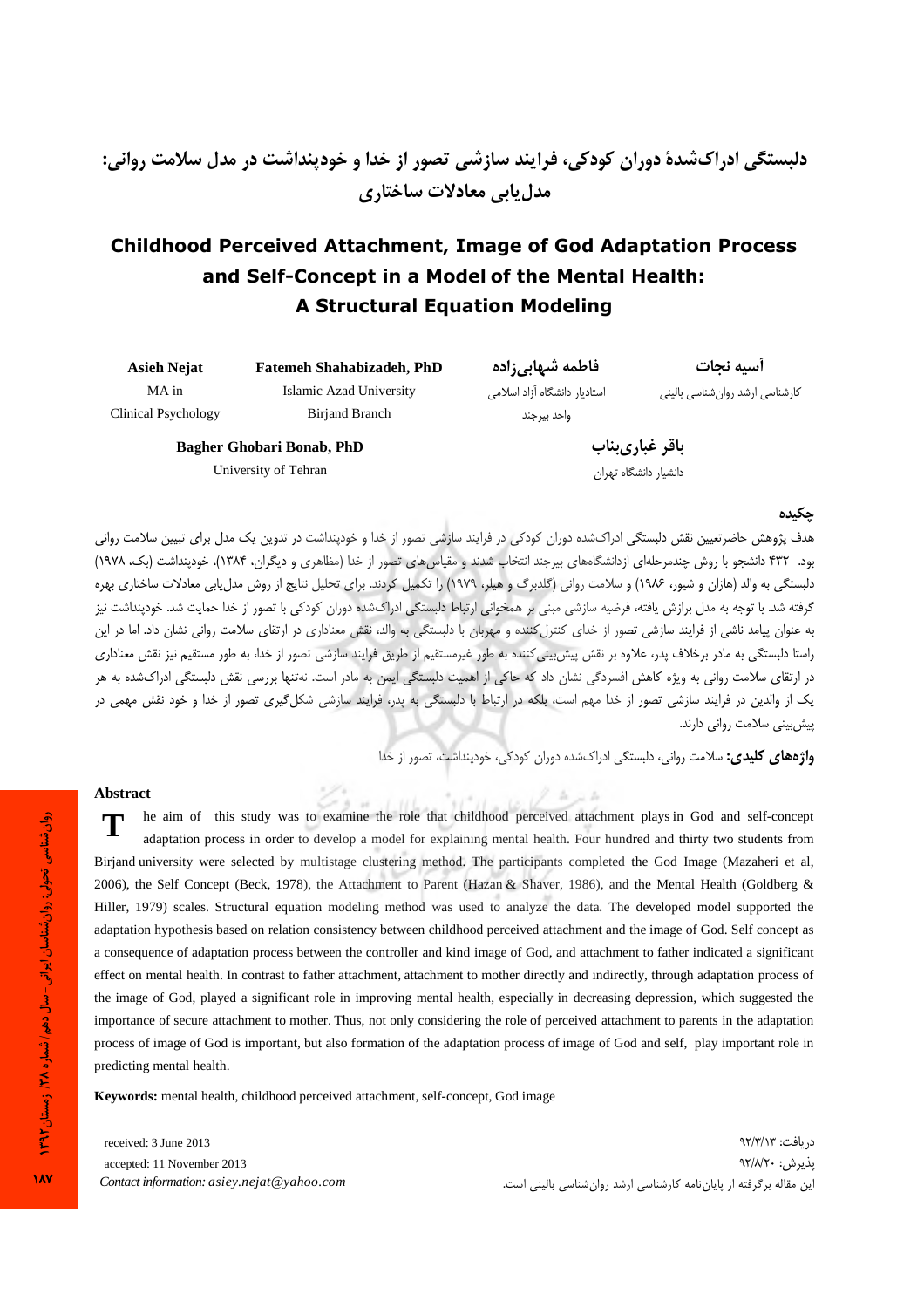# دلبستگی ادراک‌شدهٔ دوران کودکی، فرایند سازشی تصور از خدا و خودپنداشت در مدل سلامت روانی: مدل‌یابی معادلات ساختاری

# Childhood Perceived Attachment, Image of God Adaptation Process and Self-Concept in a Model of the Mental Health: A Structural Equation Modeling

**Asieh Nejat**
MA in Clinical Psychology

**Fatemeh Shahabizadeh, PhD**
Islamic Azad University Birjand Branch

**Bagher Ghobari Bonab, PhD**
University of Tehran

**آسیه نجات**
کارشناسی ارشد روان‌شناسی بالینی

**فاطمه شهابی‌زاده**
استادیار دانشگاه آزاد اسلامی واحد بیرجند

**باقر غباری‌بناب**
دانشیار دانشگاه تهران

## چکیده

هدف پژوهش حاضرتعیین نقش دلبستگی ادراک‌شده دوران کودکی در فرایند سازشی تصور از خدا و خودپنداشت در تدوین یک مدل برای تبیین سلامت روانی بود. ۴۳۲ دانشجو با روش چندمرحله‌ای ازدانشگاه‌های بیرجند انتخاب شدند و مقیاس‌های تصور از خدا (مظاهری و دیگران، ۱۳۸۴)، خودپنداشت (بک، ۱۹۷۸) دلبستگی به والد (هازان و شیور، ۱۹۸۶) و سلامت روانی (گلدبرگ و هیلر، ۱۹۷۹) را تکمیل کردند. برای تحلیل نتایج از روش مدل‌یابی معادلات ساختاری بهره گرفته شد. با توجه به مدل برازش یافته، فرضیه سازشی مبنی بر همخوانی ارتباط دلبستگی ادراک‌شده دوران کودکی با تصور از خدا حمایت شد. خودپنداشت نیز به عنوان پیامد ناشی از فرایند سازشی تصور از خدای کنترل‌کننده و مهربان با دلبستگی به والد، نقش معناداری در ارتقای سلامت روانی نشان داد. اما در این راستا دلبستگی به مادر برخلاف پدر، علاوه بر نقش پیش‌بینی‌کننده به طور غیرمستقیم از طریق فرایند سازشی تصور از خدا، به طور مستقیم نیز نقش معناداری در ارتقای سلامت روانی به ویژه کاهش افسردگی نشان داد که حاکی از اهمیت دلبستگی ایمن به مادر است. نه‌تنها بررسی نقش دلبستگی ادراک‌شده به هر یک از والدین در فرایند سازشی تصور از خدا مهم است، بلکه در ارتباط با دلبستگی به پدر، فرایند سازشی شکل‌گیری تصور از خدا و خود نقش مهمی در پیش‌بینی سلامت روانی دارند.

**واژه‌های کلیدی:** سلامت روانی، دلبستگی ادراک‌شده دوران کودکی، خودپنداشت، تصور از خدا

## Abstract

The aim of this study was to examine the role that childhood perceived attachment plays in God and self-concept adaptation process in order to develop a model for explaining mental health. Four hundred and thirty two students from Birjand university were selected by multistage clustering method. The participants completed the God Image (Mazaheri et al, 2006), the Self Concept (Beck, 1978), the Attachment to Parent (Hazan & Shaver, 1986), and the Mental Health (Goldberg & Hiller, 1979) scales. Structural equation modeling method was used to analyze the data. The developed model supported the adaptation hypothesis based on relation consistency between childhood perceived attachment and the image of God. Self concept as a consequence of adaptation process between the controller and kind image of God, and attachment to father indicated a significant effect on mental health. In contrast to father attachment, attachment to mother directly and indirectly, through adaptation process of the image of God, played a significant role in improving mental health, especially in decreasing depression, which suggested the importance of secure attachment to mother. Thus, not only considering the role of perceived attachment to parents in the adaptation process of image of God is important, but also formation of the adaptation process of image of God and self, play important role in predicting mental health.

**Keywords:** mental health, childhood perceived attachment, self-concept, God image

received: 3 June 2013
accepted: 11 November 2013

دریافت: ۹۲/۳/۱۳
پذیرش: ۹۲/۸/۲۰

*Contact information: asiey.nejat@yahoo.com*

این مقاله برگرفته از پایان‌نامه کارشناسی ارشد روان‌شناسی بالینی است.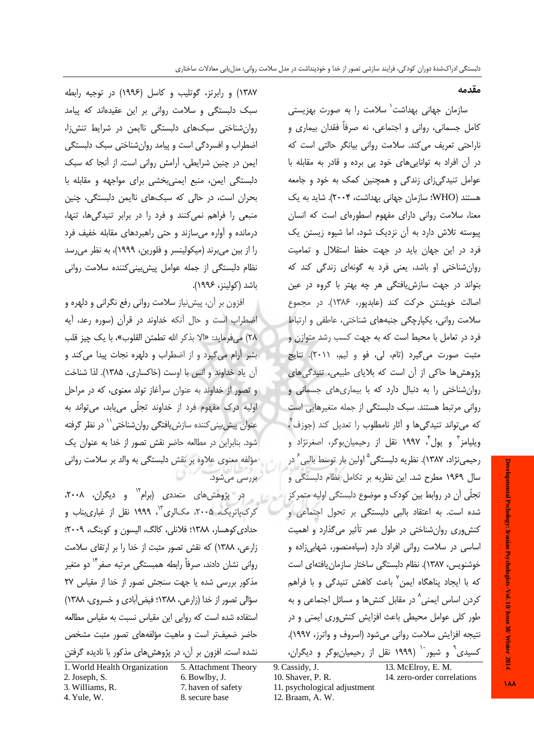## مقدمه

سازمان جهانی بهداشت[1] سلامت را به صورت بهزیستی کامل جسمانی، روانی و اجتماعی، نه صرفاً فقدان بیماری و ناراحتی تعریف می‌کند. سلامت روانی بیانگر حالتی است که در آن افراد به توانایی‌های خود پی برده و قادر به مقابله با عوامل تنیدگی‌زای زندگی و همچنین کمک به خود و جامعه هستند (WHO؛ سازمان جهانی بهداشت، ۲۰۰۴). شاید به یک معنا، سلامت روانی دارای مفهوم اسطوره‌ای است که انسان پیوسته تلاش دارد به آن نزدیک شود، اما شیوه زیستن یک فرد در این جهان باید در جهت حفظ استقلال و تمامیت روان‌شناختی او باشد، یعنی فرد به گونه‌ای زندگی کند که بتواند در جهت سازش‌یافتگی هر چه بهتر با گروه در عین اصالت خویشتن حرکت کند (عابدپور، ۱۳۸۶). در مجموع سلامت روانی، یکپارچگی جنبه‌های شناختی، عاطفی و ارتباط فرد در تعامل با محیط است که به جهت کسب رشد متوازن و مثبت صورت می‌گیرد (تام، لی، فو و لیم، ۲۰۱۱). نتایج پژوهش‌ها حاکی از آن است که بلایای طبیعی، تنیدگی‌های روان‌شناختی را به دنبال دارد که با بیماری‌های جسمانی و روانی مرتبط هستند. سبک دلبستگی از جمله متغیرهایی است که می‌تواند تنیدگی‌ها و آثار نامطلوب را تعدیل کند (جوزف[2]، ویلیامز[3] و یول[4]، ۱۹۹۷ نقل از رحیمیان‌بوگر، اصغرنژاد و رحیمی‌نژاد، ۱۳۸۷). نظریه دلبستگی[5] اولین بار توسط بالبی[6] در سال ۱۹۶۹ مطرح شد. این نظریه بر تکامل نظام دلبستگی و تجلّی آن در روابط بین کودک و موضوع دلبستگی اولیه متمرکز شده است. به اعتقاد بالبی دلبستگی بر تحول اجتماعی و کنش‌وری روان‌شناختی در طول عمر تأثیر می‌گذارد و اهمیت اساسی در سلامت روانی افراد دارد (سیاه‌منصور، شهابی‌زاده و خوشنویس، ۱۳۸۷). نظام دلبستگی ساختار سازمان‌یافته‌ای است که با ایجاد پناهگاه ایمن[7] باعث کاهش تنیدگی و با فراهم کردن اساس ایمنی[8] در مقابل کنش‌ها و مسائل اجتماعی و به طور کلی عوامل محیطی باعث افزایش کنش‌وری ایمنی و در نتیجه افزایش سلامت روانی می‌شود (اسروف و واترز، ۱۹۹۷). کسیدی[9] و شیور[10] (۱۹۹۹ نقل از رحیمیان‌بوگر و دیگران، ۱۳۸۷) و رابرتز، گوتلیب و کاسل (۱۹۹۶) در توجیه رابطه سبک دلبستگی و سلامت روانی بر این عقیده‌اند که پیامد روان‌شناختی سبک‌های دلبستگی ناایمن در شرایط تنش‌زا، اضطراب و افسردگی است و پیامد روان‌شناختی سبک دلبستگی ایمن در چنین شرایطی، آرامش روانی است. از آنجا که سبک دلبستگی ایمن، منبع ایمنی‌بخشی برای مواجهه و مقابله با بحران است، در حالی که سبک‌های ناایمن دلبستگی، چنین منبعی را فراهم نمی‌کنند و فرد را در برابر تنیدگی‌ها، تنها، درمانده و آواره می‌سازند و حتی راهبردهای مقابله خفیف فرد را از بین می‌برند (میکولینسر و فلورین، ۱۹۹۹)، به نظر می‌رسد نظام دلبستگی از جمله عوامل پیش‌بینی‌کننده سلامت روانی باشد (کولینز، ۱۹۹۶).

افزون بر آن، پیش‌نیاز سلامت روانی رفع نگرانی و دلهره و اضطراب است و حال آنکه خداوند در قرآن (سوره رعد، آیه ۲۸) می‌فرماید: «الا بذکر الله تطمئن القلوب»، با یک چیز قلب بشر آرام می‌گیرد و از اضطراب و دلهره نجات پیدا می‌کند و آن یاد خداوند و انس با اوست (خاکساری، ۱۳۸۵). لذا شناخت و تصور از خداوند به عنوان سرآغاز تولد معنوی، که در مراحل اولیه درک مفهوم فرد از خداوند تجلّی می‌یابد، می‌تواند به عنوان پیش‌بینی‌کننده سازش‌یافتگی روان‌شناختی[11] در نظر گرفته شود. بنابراین در مطالعه حاضر نقش تصور از خدا به عنوان یک مؤلفه معنوی علاوه بر نقش دلبستگی به والد بر سلامت روانی بررسی می‌شود.

در پژوهش‌های متعددی (برام[12] و دیگران، ۲۰۰۸، کرک‌پاتریک، ۲۰۰۵، مک‌الری[13]، ۱۹۹۹ نقل از غباری‌بناب و حدادی‌کوهسار، ۱۳۸۸؛ فلانلی، کالگ، الیسون و کوینگ، ۲۰۰۹؛ زارعی، ۱۳۸۸) که نقش تصور مثبت از خدا بر ارتقای سلامت روانی نشان دادند، صرفاً رابطه همبستگی مرتبه صفر[14] دو متغیر مذکور بررسی شده یا جهت سنجش تصور از خدا از مقیاس ۲۷ سؤالی تصور از خدا (زارعی، ۱۳۸۸؛ فیض‌آبادی و خسروی، ۱۳۸۸) استفاده شده است که روایی این مقیاس نسبت به مقیاس مطالعه حاضر ضعیف‌تر است و ماهیت مؤلفه‌های تصور مثبت مشخص نشده است. افزون بر آن، در پژوهش‌های مذکور با نادیده گرفتن

1. World Health Organization
2. Joseph, S.
3. Williams, R.
4. Yule, W.
5. Attachment Theory
6. Bowlby, J.
7. haven of safety
8. secure base
9. Cassidy, J.
10. Shaver, P. R.
11. psychological adjustment
12. Braam, A. W.
13. McElroy, E. M.
14. zero-order correlations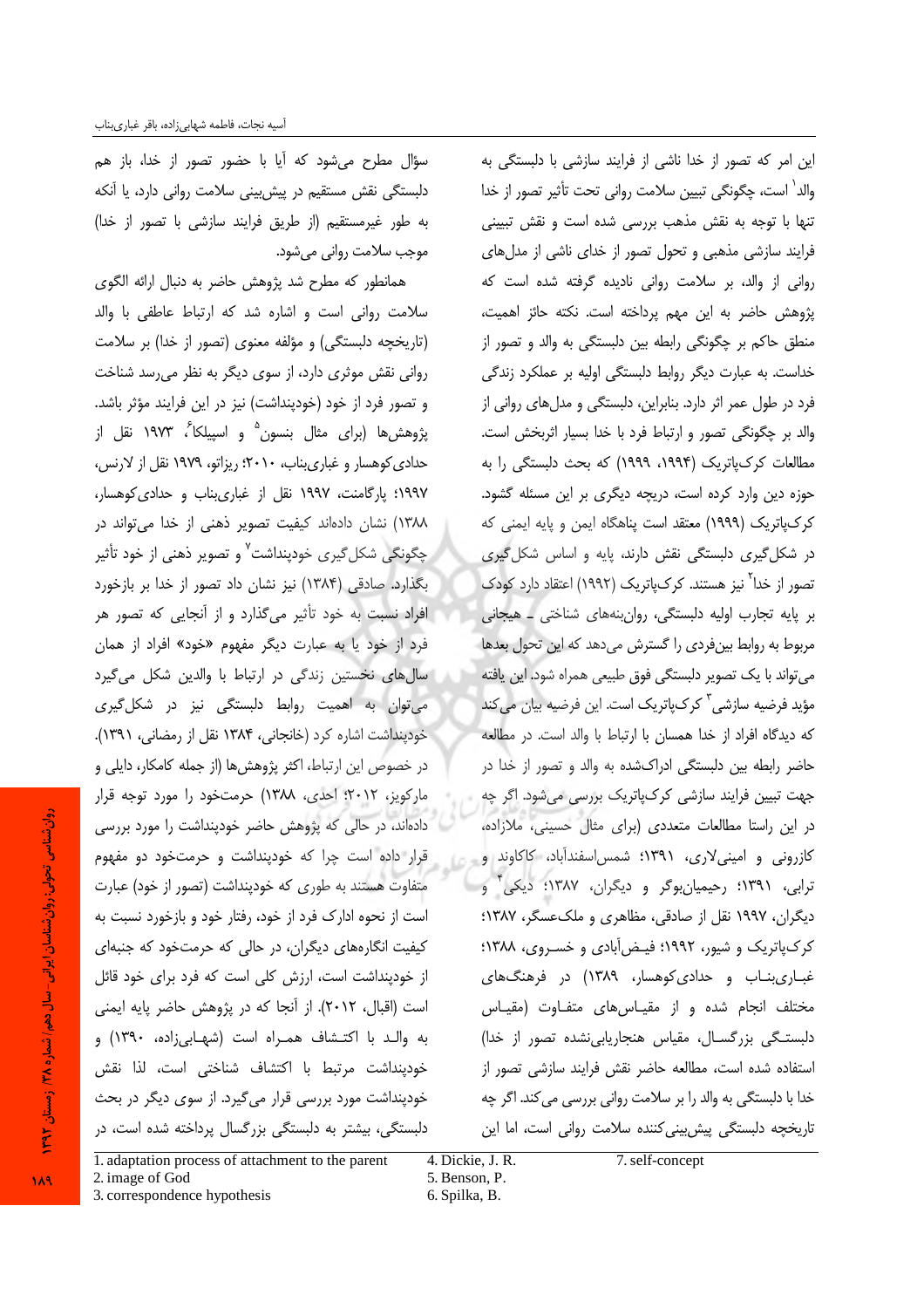این امر که تصور از خدا ناشی از فرایند سازشی با دلبستگی به والد[1] است، چگونگی تبیین سلامت روانی تحت تأثیر تصور از خدا تنها با توجه به نقش مذهب بررسی شده است و نقش تبیینی فرایند سازشی مذهبی و تحول تصور از خدای ناشی از مدل‌های روانی از والد، بر سلامت روانی نادیده گرفته شده است که پژوهش حاضر به این مهم پرداخته است. نکته حائز اهمیت، منطق حاکم بر چگونگی رابطه بین دلبستگی به والد و تصور از خداست. به عبارت دیگر روابط دلبستگی اولیه بر عملکرد زندگی فرد در طول عمر اثر دارد. بنابراین، دلبستگی و مدل‌های روانی از والد بر چگونگی تصور و ارتباط فرد با خدا بسیار اثربخش است. مطالعات کرک‌پاتریک (۱۹۹۴، ۱۹۹۹) که بحث دلبستگی را به حوزه دین وارد کرده است، دریچه دیگری بر این مسئله گشود. کرک‌پاتریک (۱۹۹۹) معتقد است پناهگاه ایمن و پایه ایمنی که در شکل‌گیری دلبستگی نقش دارند، پایه و اساس شکل‌گیری تصور از خدا[2] نیز هستند. کرک‌پاتریک (۱۹۹۲) اعتقاد دارد کودک بر پایه تجارب اولیه دلبستگی، روان‌بنه‌های شناختی ـ هیجانی مربوط به روابط بین‌فردی را گسترش می‌دهد که این تحول بعدها می‌تواند با یک تصویر دلبستگی فوق طبیعی همراه شود. این یافته مؤید فرضیه سازشی[3] کرک‌پاتریک است. این فرضیه بیان می‌کند که دیدگاه افراد از خدا همسان با ارتباط با والد است. در مطالعه حاضر رابطه بین دلبستگی ادراک‌شده به والد و تصور از خدا در جهت تبیین فرایند سازشی کرک‌پاتریک بررسی می‌شود. اگر چه در این راستا مطالعات متعددی (برای مثال حسینی، ملازاده، کازرونی و امینی‌لاری، ۱۳۹۱؛ شمس‌اسفندآباد، کاکاوند و ترابی، ۱۳۹۱؛ رحیمیان‌بوگر و دیگران، ۱۳۸۷؛ دیکی[4] و دیگران، ۱۹۹۷ نقل از صادقی، مظاهری و ملک‌عسگر، ۱۳۸۷؛ کرک‌پاتریک و شیور، ۱۹۹۲؛ فیض‌آبادی و خسروی، ۱۳۸۸؛ غباری‌بناب و حدادی‌کوهسار، ۱۳۸۹) در فرهنگ‌های مختلف انجام شده و از مقیاس‌های متفاوت (مقیاس دلبستگی بزرگسال، مقیاس هنجاریابی‌نشده تصور از خدا) استفاده شده است، مطالعه حاضر نقش فرایند سازشی تصور از خدا با دلبستگی به والد را بر سلامت روانی بررسی می‌کند. اگر چه تاریخچه دلبستگی پیش‌بینی‌کننده سلامت روانی است، اما این سؤال مطرح می‌شود که آیا با حضور تصور از خدا، باز هم دلبستگی نقش مستقیم در پیش‌بینی سلامت روانی دارد، یا آنکه به طور غیرمستقیم (از طریق فرایند سازشی با تصور از خدا) موجب سلامت روانی می‌شود.

همانطور که مطرح شد پژوهش حاضر به دنبال ارائه الگوی سلامت روانی است و اشاره شد که ارتباط عاطفی با والد (تاریخچه دلبستگی) و مؤلفه معنوی (تصور از خدا) بر سلامت روانی نقش موثری دارد، از سوی دیگر به نظر می‌رسد شناخت و تصور فرد از خود (خودپنداشت) نیز در این فرایند مؤثر باشد. پژوهش‌ها (برای مثال بنسون[5] و اسپیلکا[6]، ۱۹۷۳ نقل از حدادی‌کوهسار و غباری‌بناب، ۲۰۱۰؛ ریزاتو، ۱۹۷۹ نقل از لارنس، ۱۹۹۷؛ پارگامنت، ۱۹۹۷ نقل از غباری‌بناب و حدادی‌کوهسار، ۱۳۸۸) نشان داده‌اند کیفیت تصویر ذهنی از خدا می‌تواند در چگونگی شکل‌گیری خودپنداشت[7] و تصویر ذهنی از خود تأثیر بگذارد. صادقی (۱۳۸۴) نیز نشان داد تصور از خدا بر بازخورد افراد نسبت به خود تأثیر می‌گذارد و از آنجایی که تصور هر فرد از خود یا به عبارت دیگر مفهوم «خود» افراد از همان سال‌های نخستین زندگی در ارتباط با والدین شکل می‌گیرد می‌توان به اهمیت روابط دلبستگی نیز در شکل‌گیری خودپنداشت اشاره کرد (خانجانی، ۱۳۸۴ نقل از رمضانی، ۱۳۹۱). در خصوص این ارتباط، اکثر پژوهش‌ها (از جمله کامکار، دایلی و مارکویز، ۲۰۱۲؛ احدی، ۱۳۸۸) حرمت‌خود را مورد توجه قرار داده‌اند، در حالی که پژوهش حاضر خودپنداشت را مورد بررسی قرار داده است چرا که خودپنداشت و حرمت‌خود دو مفهوم متفاوت هستند به طوری که خودپنداشت (تصور از خود) عبارت است از نحوه ادارک فرد از خود، رفتار خود و بازخورد نسبت به کیفیت انگاره‌های دیگران، در حالی که حرمت‌خود که جنبه‌ای از خودپنداشت است، ارزش کلی است که فرد برای خود قائل است (اقبال، ۲۰۱۲). از آنجا که در پژوهش حاضر پایه ایمنی به والد با اکتشاف همراه است (شهابی‌زاده، ۱۳۹۰) و خودپنداشت مرتبط با اکتشاف شناختی است، لذا نقش خودپنداشت مورد بررسی قرار می‌گیرد. از سوی دیگر در بحث دلبستگی، بیشتر به دلبستگی بزرگسال پرداخته شده است، در

---

1. adaptation process of attachment to the parent
2. image of God
3. correspondence hypothesis
4. Dickie, J. R.
5. Benson, P.
6. Spilka, B.
7. self-concept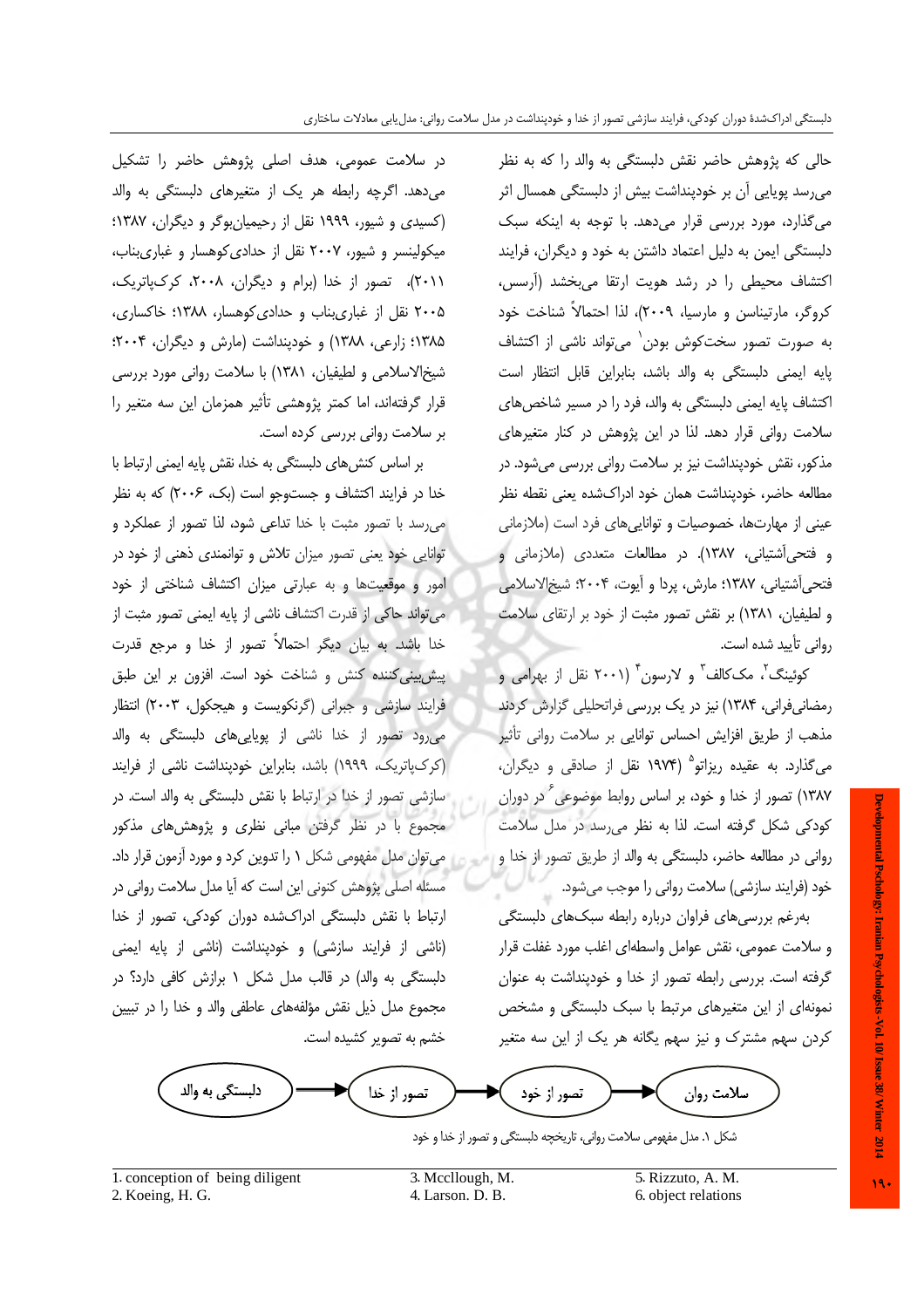حالی که پژوهش حاضر نقش دلبستگی به والد را که به نظر می‌رسد پویایی آن بر خودپنداشت بیش از دلبستگی همسال اثر می‌گذارد، مورد بررسی قرار می‌دهد. با توجه به اینکه سبک دلبستگی ایمن به دلیل اعتماد داشتن به خود و دیگران، فرایند اکتشاف محیطی را در رشد هویت ارتقا می‌بخشد (آرسس، کروگر، مارتیناسن و مارسیا، ۲۰۰۹)، لذا احتمالاً شناخت خود به صورت تصور سخت‌کوش بودن[1] می‌تواند ناشی از اکتشاف پایه ایمنی دلبستگی به والد باشد، بنابراین قابل انتظار است اکتشاف پایه ایمنی دلبستگی به والد، فرد را در مسیر شاخص‌های سلامت روانی قرار دهد. لذا در این پژوهش در کنار متغیرهای مذکور، نقش خودپنداشت نیز بر سلامت روانی بررسی می‌شود. در مطالعه حاضر، خودپنداشت همان خود ادراک‌شده یعنی نقطه نظر عینی از مهارت‌ها، خصوصیات و توانایی‌های فرد است (ملازمانی و فتحی‌آشتیانی، ۱۳۸۷). در مطالعات متعددی (ملازمانی و فتحی‌آشتیانی، ۱۳۸۷؛ مارش، پردا و آیوت، ۲۰۰۴؛ شیخ‌الاسلامی و لطیفیان، ۱۳۸۱) بر نقش تصور مثبت از خود بر ارتقای سلامت روانی تأیید شده است.

کوئینگ[2]، مک‌کالف[3] و لارسون[4] (۲۰۰۱ نقل از بهرامی و رمضانی‌فرانی، ۱۳۸۴) نیز در یک بررسی فراتحلیلی گزارش کردند مذهب از طریق افزایش احساس توانایی بر سلامت روانی تأثیر می‌گذارد. به عقیده ریزاتو[5] (۱۹۷۴ نقل از صادقی و دیگران، ۱۳۸۷) تصور از خدا و خود، بر اساس روابط موضوعی[6] در دوران کودکی شکل گرفته است. لذا به نظر می‌رسد در مدل سلامت روانی در مطالعه حاضر، دلبستگی به والد از طریق تصور از خدا و خود (فرایند سازشی) سلامت روانی را موجب می‌شود.

به‌رغم بررسی‌های فراوان درباره رابطه سبک‌های دلبستگی و سلامت عمومی، نقش عوامل واسطه‌ای اغلب مورد غفلت قرار گرفته است. بررسی رابطه تصور از خدا و خودپنداشت به عنوان نمونه‌ای از این متغیرهای مرتبط با سبک دلبستگی و مشخص کردن سهم مشترک و نیز سهم یگانه هر یک از این سه متغیر در سلامت عمومی، هدف اصلی پژوهش حاضر را تشکیل می‌دهد. اگرچه رابطه هر یک از متغیرهای دلبستگی به والد (کسیدی و شیور، ۱۹۹۹ نقل از رحیمیان‌بوگر و دیگران، ۱۳۸۷؛ میکولینسر و شیور، ۲۰۰۷ نقل از حدادی‌کوهسار و غباری‌بناب، ۲۰۱۱)، تصور از خدا (برام و دیگران، ۲۰۰۸، کرک‌پاتریک، ۲۰۰۵ نقل از غباری‌بناب و حدادی‌کوهسار، ۱۳۸۸؛ خاکساری، ۱۳۸۵؛ زارعی، ۱۳۸۸) و خودپنداشت (مارش و دیگران، ۲۰۰۴؛ شیخ‌الاسلامی و لطیفیان، ۱۳۸۱) با سلامت روانی مورد بررسی قرار گرفته‌اند، اما کمتر پژوهشی تأثیر همزمان این سه متغیر را بر سلامت روانی بررسی کرده است.

بر اساس کنش‌های دلبستگی به خدا، نقش پایه ایمنی ارتباط با خدا در فرایند اکتشاف و جست‌وجو است (بک، ۲۰۰۶) که به نظر می‌رسد با تصور مثبت با خدا تداعی شود، لذا تصور از عملکرد و توانایی خود یعنی تصور میزان تلاش و توانمندی ذهنی از خود در امور و موقعیت‌ها و به عبارتی میزان اکتشاف شناختی از خود می‌تواند حاکی از قدرت اکتشاف ناشی از پایه ایمنی تصور مثبت از خدا باشد. به بیان دیگر احتمالاً تصور از خدا و مرجع قدرت پیش‌بینی‌کننده کنش و شناخت خود است. افزون بر این طبق فرایند سازشی و جبرانی (گرنکویست و هیجکول، ۲۰۰۳) انتظار می‌رود تصور از خدا ناشی از پویایی‌های دلبستگی به والد (کرک‌پاتریک، ۱۹۹۹) باشد، بنابراین خودپنداشت ناشی از فرایند سازشی تصور از خدا در ارتباط با نقش دلبستگی به والد است. در مجموع با در نظر گرفتن مبانی نظری و پژوهش‌های مذکور می‌توان مدل مفهومی شکل ۱ را تدوین کرد و مورد آزمون قرار داد. مسئله اصلی پژوهش کنونی این است که آیا مدل سلامت روانی در ارتباط با نقش دلبستگی ادراک‌شده دوران کودکی، تصور از خدا (ناشی از فرایند سازشی) و خودپنداشت (ناشی از پایه ایمنی دلبستگی به والد) در قالب مدل شکل ۱ برازش کافی دارد؟ در مجموع مدل ذیل نقش مؤلفه‌های عاطفی والد و خدا را در تبیین خشم به تصویر کشیده است.

دلبستگی به والد ← تصور از خدا ← تصور از خود ← سلامت روان

شکل ۱. مدل مفهومی سلامت روانی، تاریخچه دلبستگی و تصور از خدا و خود

---

1. conception of being diligent
2. Koeing, H. G.
3. Mccllough, M.
4. Larson. D. B.
5. Rizzuto, A. M.
6. object relations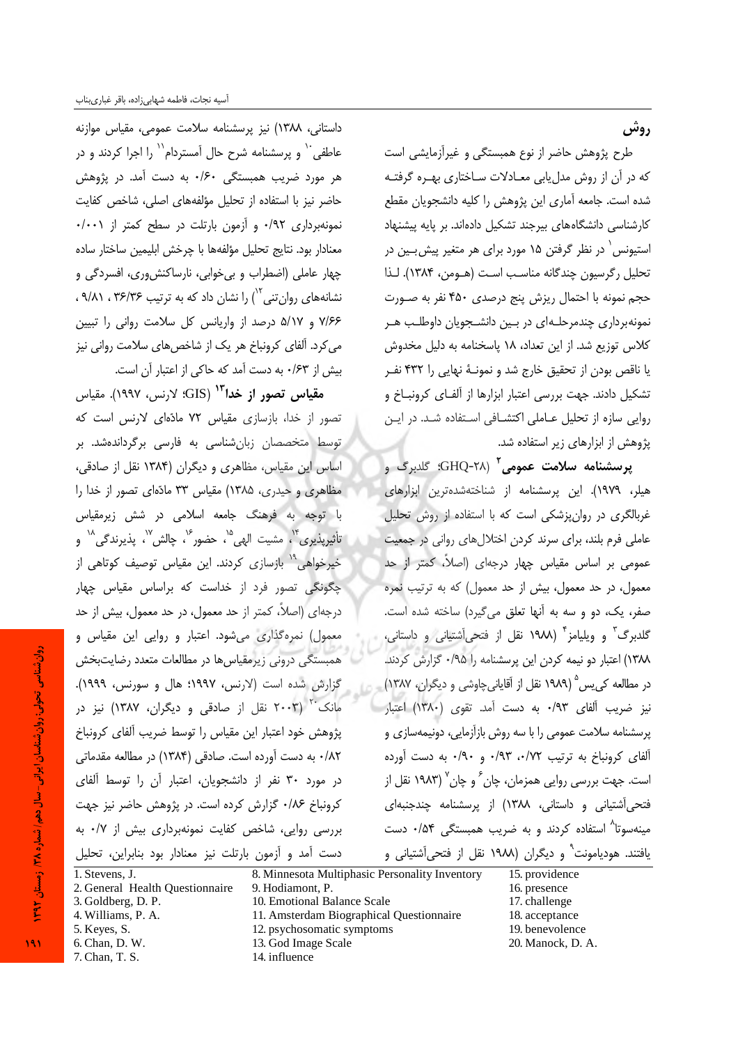## روش

طرح پژوهش حاضر از نوع همبستگی و غیرآزمایشی است که در آن از روش مدل‌یابی معادلات ساختاری بهره گرفته شده است. جامعه آماری این پژوهش را کلیه دانشجویان مقطع کارشناسی دانشگاه‌های بیرجند تشکیل داده‌اند. بر پایه پیشنهاد استیونس[1] در نظر گرفتن ۱۵ مورد برای هر متغیر پیش‌بین در تحلیل رگرسیون چندگانه مناسب است (هومن، ۱۳۸۴). لذا حجم نمونه با احتمال ریزش پنج درصدی ۴۵۰ نفر به صورت نمونه‌برداری چندمرحله‌ای در بین دانشجویان داوطلب هر کلاس توزیع شد. از این تعداد، ۱۸ پاسخنامه به دلیل مخدوش یا ناقص بودن از تحقیق خارج شد و نمونهٔ نهایی را ۴۳۲ نفر تشکیل دادند. جهت بررسی اعتبار ابزارها از آلفای کرونباخ و روایی سازه از تحلیل عاملی اکتشافی استفاده شد. در این پژوهش از ابزارهای زیر استفاده شد.

**پرسشنامه سلامت عمومی**[2] (GHQ-28؛ گلدبرگ و هیلر، ۱۹۷۹). این پرسشنامه از شناخته‌شده‌ترین ابزارهای غربالگری در روان‌پزشکی است که با استفاده از روش تحلیل عاملی فرم بلند، برای سرند کردن اختلال‌های روانی در جمعیت عمومی بر اساس مقیاس چهار درجه‌ای (اصلاً، کمتر از حد معمول، در حد معمول، بیش از حد معمول) که به ترتیب نمره صفر، یک، دو و سه به آنها تعلق می‌گیرد) ساخته شده است. گلدبرگ[3] و ویلیامز[4] (۱۹۸۸ نقل از فتحی‌آشتیانی و داستانی، ۱۳۸۸) اعتبار دو نیمه کردن این پرسشنامه را ۰/۹۵ گزارش کردند. در مطالعه کی‌یس[5] (۱۹۸۹ نقل از آقایانی‌چاوشی و دیگران، ۱۳۸۷) نیز ضریب آلفای ۰/۹۳ به دست آمد. تقوی (۱۳۸۰) اعتبار پرسشنامه سلامت عمومی را با سه روش بازآزمایی، دونیمه‌سازی و آلفای کرونباخ به ترتیب ۰/۷۲، ۰/۹۳ و ۰/۹۰ به دست آورده است. جهت بررسی روایی همزمان، چان[6] و چان[7] (۱۹۸۳ نقل از فتحی‌آشتیانی و داستانی، ۱۳۸۸) از پرسشنامه چندجنبه‌ای مینه‌سوتا[8] استفاده کردند و به ضریب همبستگی ۰/۵۴ دست یافتند. هودیامونت[9] و دیگران (۱۹۸۸ نقل از فتحی‌آشتیانی و داستانی، ۱۳۸۸) نیز پرسشنامه سلامت عمومی، مقیاس موازنه عاطفی[10] و پرسشنامه شرح حال آمستردام[11] را اجرا کردند و در هر مورد ضریب همبستگی ۰/۶۰ به دست آمد. در پژوهش حاضر نیز با استفاده از تحلیل مؤلفه‌های اصلی، شاخص کفایت نمونه‌برداری ۰/۹۲ و آزمون بارتلت در سطح کمتر از ۰/۰۰۱ معنادار بود. نتایج تحلیل مؤلفه‌ها با چرخش ابلیمین ساختار ساده چهار عاملی (اضطراب و بی‌خوابی، نارساکنش‌وری، افسردگی و نشانه‌های روان‌تنی[12]) را نشان داد که به ترتیب ۳۶/۳۶، ۹/۸۱، ۷/۶۶ و ۵/۱۷ درصد از واریانس کل سلامت روانی را تبیین می‌کرد. آلفای کرونباخ هر یک از شاخص‌های سلامت روانی نیز بیش از ۰/۶۳ به دست آمد که حاکی از اعتبار آن است.

**مقیاس تصور از خدا**[13] (GIS؛ لارنس، ۱۹۹۷). مقیاس تصور از خدا، بازسازی مقیاس ۷۲ ماده‌ای لارنس است که توسط متخصصان زبان‌شناسی به فارسی برگردانده‌شد. بر اساس این مقیاس، مظاهری و دیگران (۱۳۸۴ نقل از صادقی، مظاهری و حیدری، ۱۳۸۵) مقیاس ۳۳ ماده‌ای تصور از خدا را با توجه به فرهنگ جامعه اسلامی در شش زیرمقیاس تأثیرپذیری[14]، مشیت الهی[15]، حضور[16]، چالش[17]، پذیرندگی[18] و خیرخواهی[19] بازسازی کردند. این مقیاس توصیف کوتاهی از چگونگی تصور فرد از خداست که براساس مقیاس چهار درجه‌ای (اصلاً، کمتر از حد معمول، در حد معمول، بیش از حد معمول) نمره‌گذاری می‌شود. اعتبار و روایی این مقیاس و همبستگی درونی زیرمقیاس‌ها در مطالعات متعدد رضایت‌بخش گزارش شده است (لارنس، ۱۹۹۷؛ هال و سورنس، ۱۹۹۹). مانک[20] (۲۰۰۳ نقل از صادقی و دیگران، ۱۳۸۷) نیز در پژوهش خود اعتبار این مقیاس را توسط ضریب آلفای کرونباخ ۰/۸۲ به دست آورده است. صادقی (۱۳۸۴) در مطالعه مقدماتی در مورد ۳۰ نفر از دانشجویان، اعتبار آن را توسط آلفای کرونباخ ۰/۸۶ گزارش کرده است. در پژوهش حاضر نیز جهت بررسی روایی، شاخص کفایت نمونه‌برداری بیش از ۰/۷ به دست آمد و آزمون بارتلت نیز معنادار بود بنابراین، تحلیل

---

1. Stevens, J.
2. General Health Questionnaire
3. Goldberg, D. P.
4. Williams, P. A.
5. Keyes, S.
6. Chan, D. W.
7. Chan, T. S.
8. Minnesota Multiphasic Personality Inventory
9. Hodiamont, P.
10. Emotional Balance Scale
11. Amsterdam Biographical Questionnaire
12. psychosomatic symptoms
13. God Image Scale
14. influence
15. providence
16. presence
17. challenge
18. acceptance
19. benevolence
20. Manock, D. A.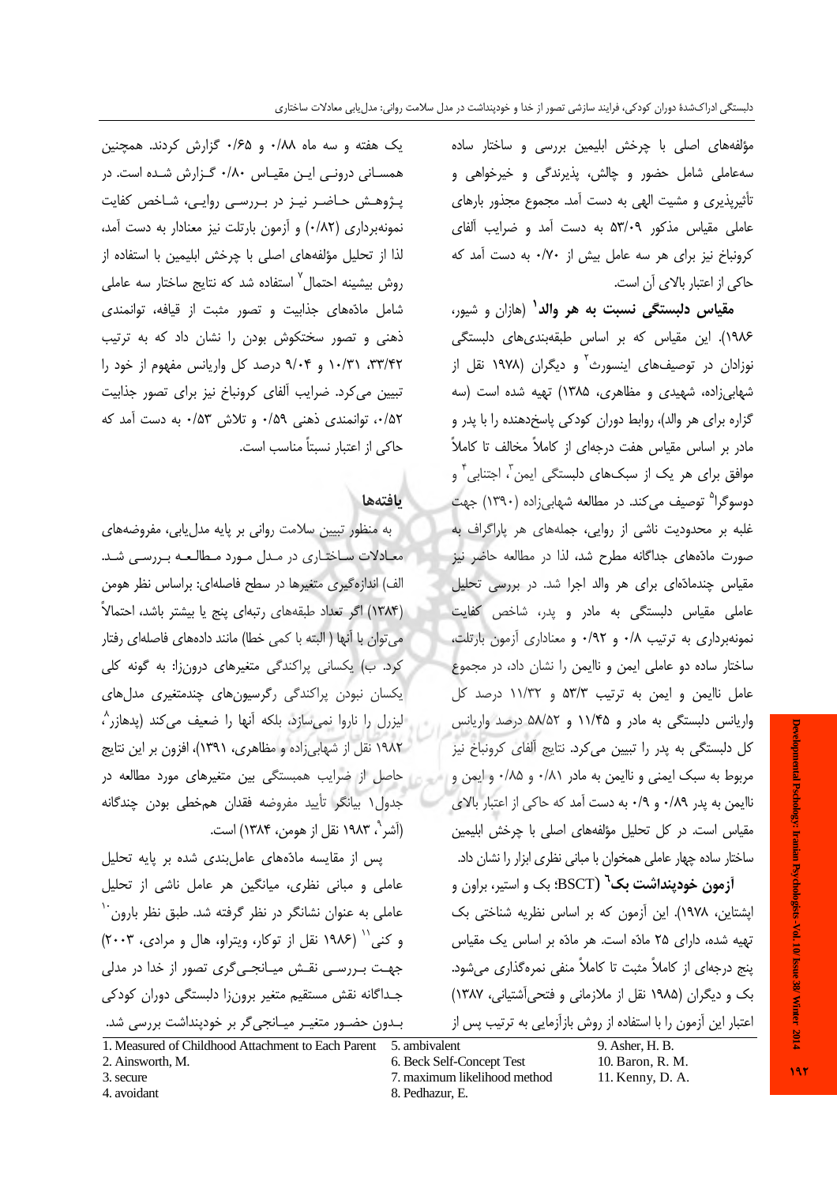مؤلفه‌های اصلی با چرخش ابلیمین بررسی و ساختار ساده سه‌عاملی شامل حضور و چالش، پذیرندگی و خیرخواهی و تأثیرپذیری و مشیت الهی به دست آمد. مجموع مجذور بارهای عاملی مقیاس مذکور ۵۳/۰۹ به دست آمد و ضرایب آلفای کرونباخ نیز برای هر سه عامل بیش از ۰/۷۰ به دست آمد که حاکی از اعتبار بالای آن است.

**مقیاس دلبستگی نسبت به هر والد**[1] (هازان و شیور، ۱۹۸۶). این مقیاس که بر اساس طبقه‌بندی‌های دلبستگی نوزادان در توصیف‌های اینسورث[2] و دیگران (۱۹۷۸ نقل از شهابی‌زاده، شهیدی و مظاهری، ۱۳۸۵) تهیه شده است (سه گزاره برای هر والد)، روابط دوران کودکی پاسخ‌دهنده را با پدر و مادر بر اساس مقیاس هفت درجه‌ای از کاملاً مخالف تا کاملاً موافق برای هر یک از سبک‌های دلبستگی ایمن[3]، اجتنابی[4] و دوسوگرا[5] توصیف می‌کند. در مطالعه شهابی‌زاده (۱۳۹۰) جهت غلبه بر محدودیت ناشی از روایی، جمله‌های هر پاراگراف به صورت ماده‌های جداگانه مطرح شد، لذا در مطالعه حاضر نیز مقیاس چندماده‌ای برای هر والد اجرا شد. در بررسی تحلیل عاملی مقیاس دلبستگی به مادر و پدر، شاخص کفایت نمونه‌برداری به ترتیب ۰/۸ و ۰/۹۲ و معناداری آزمون بارتلت، ساختار ساده دو عاملی ایمن و ناایمن را نشان داد، در مجموع عامل ناایمن و ایمن به ترتیب ۵۳/۳ و ۱۱/۳۲ درصد کل واریانس دلبستگی به مادر و ۱۱/۴۵ و ۵۸/۵۲ درصد واریانس کل دلبستگی به پدر را تبیین می‌کرد. نتایج آلفای کرونباخ نیز مربوط به سبک ایمنی و ناایمن به مادر ۰/۸۱ و ۰/۸۵ و ایمن و ناایمن به پدر ۰/۸۹ و ۰/۹ به دست آمد که حاکی از اعتبار بالای مقیاس است. در کل تحلیل مؤلفه‌های اصلی با چرخش ابلیمین ساختار ساده چهار عاملی همخوان با مبانی نظری ابزار را نشان داد.

**آزمون خودپنداشت بک**[6] (BSCT؛ بک و استیر، براون و اپشتاین، ۱۹۷۸). این آزمون که بر اساس نظریه شناختی بک تهیه شده، دارای ۲۵ ماده است. هر ماده بر اساس یک مقیاس پنج درجه‌ای از کاملاً مثبت تا کاملاً منفی نمره‌گذاری می‌شود. بک و دیگران (۱۹۸۵ نقل از ملازمانی و فتحی‌آشتیانی، ۱۳۸۷) اعتبار این آزمون را با استفاده از روش بازآزمایی به ترتیب پس از یک هفته و سه ماه ۰/۸۸ و ۰/۶۵ گزارش کردند. همچنین همسانی درونی این مقیاس ۰/۸۰ گزارش شده است. در پژوهش حاضر نیز در بررسی روایی، شاخص کفایت نمونه‌برداری (۰/۸۲) و آزمون بارتلت نیز معنادار به دست آمد، لذا از تحلیل مؤلفه‌های اصلی با چرخش ابلیمین با استفاده از روش بیشینه احتمال[7] استفاده شد که نتایج ساختار سه عاملی شامل ماده‌های جذابیت و تصور مثبت از قیافه، توانمندی ذهنی و تصور سختکوش بودن را نشان داد که به ترتیب ۳۳/۴۲، ۱۰/۳۱ و ۹/۰۴ درصد کل واریانس مفهوم از خود را تبیین می‌کرد. ضرایب آلفای کرونباخ نیز برای تصور جذابیت ۰/۵۲، توانمندی ذهنی ۰/۵۹ و تلاش ۰/۵۳ به دست آمد که حاکی از اعتبار نسبتاً مناسب است.

## یافته‌ها

به منظور تبیین سلامت روانی بر پایه مدل‌یابی، مفروضه‌های معادلات ساختاری در مدل مورد مطالعه بررسی شد. الف) اندازه‌گیری متغیرها در سطح فاصله‌ای: براساس نظر هومن (۱۳۸۴) اگر تعداد طبقه‌های رتبه‌ای پنج یا بیشتر باشد، احتمالاً می‌توان با آنها ( البته با کمی خطا) مانند داده‌های فاصله‌ای رفتار کرد. ب) یکسانی پراکندگی متغیرهای درون‌زا: به گونه کلی یکسان نبودن پراکندگی رگرسیون‌های چندمتغیری مدل‌های لیزرل را نارو ا نمی‌سازد، بلکه آنها را ضعیف می‌کند (پدهازر[8]، ۱۹۸۲ نقل از شهابی‌زاده و مظاهری، ۱۳۹۱)، افزون بر این نتایج حاصل از ضرایب همبستگی بین متغیرهای مورد مطالعه در جدول۱ بیانگر تأیید مفروضه فقدان همخطی بودن چندگانه (آشر[9]، ۱۹۸۳ نقل از هومن، ۱۳۸۴) است.

پس از مقایسه ماده‌های عامل‌بندی شده بر پایه تحلیل عاملی و مبانی نظری، میانگین هر عامل ناشی از تحلیل عاملی به عنوان نشانگر در نظر گرفته شد. طبق نظر بارون[10] و کنی[11] (۱۹۸۶ نقل از توکار، ویتراو، هال و مرادی، ۲۰۰۳) جهت بررسی نقش میانجی‌گری تصور از خدا در مدلی جداگانه نقش مستقیم متغیر برون‌زا دلبستگی دوران کودکی بدون حضور متغیر میانجی‌گر بر خودپنداشت بررسی شد.

---

1. Measured of Childhood Attachment to Each Parent
2. Ainsworth, M.
3. secure
4. avoidant
5. ambivalent
6. Beck Self-Concept Test
7. maximum likelihood method
8. Pedhazur, E.
9. Asher, H. B.
10. Baron, R. M.
11. Kenny, D. A.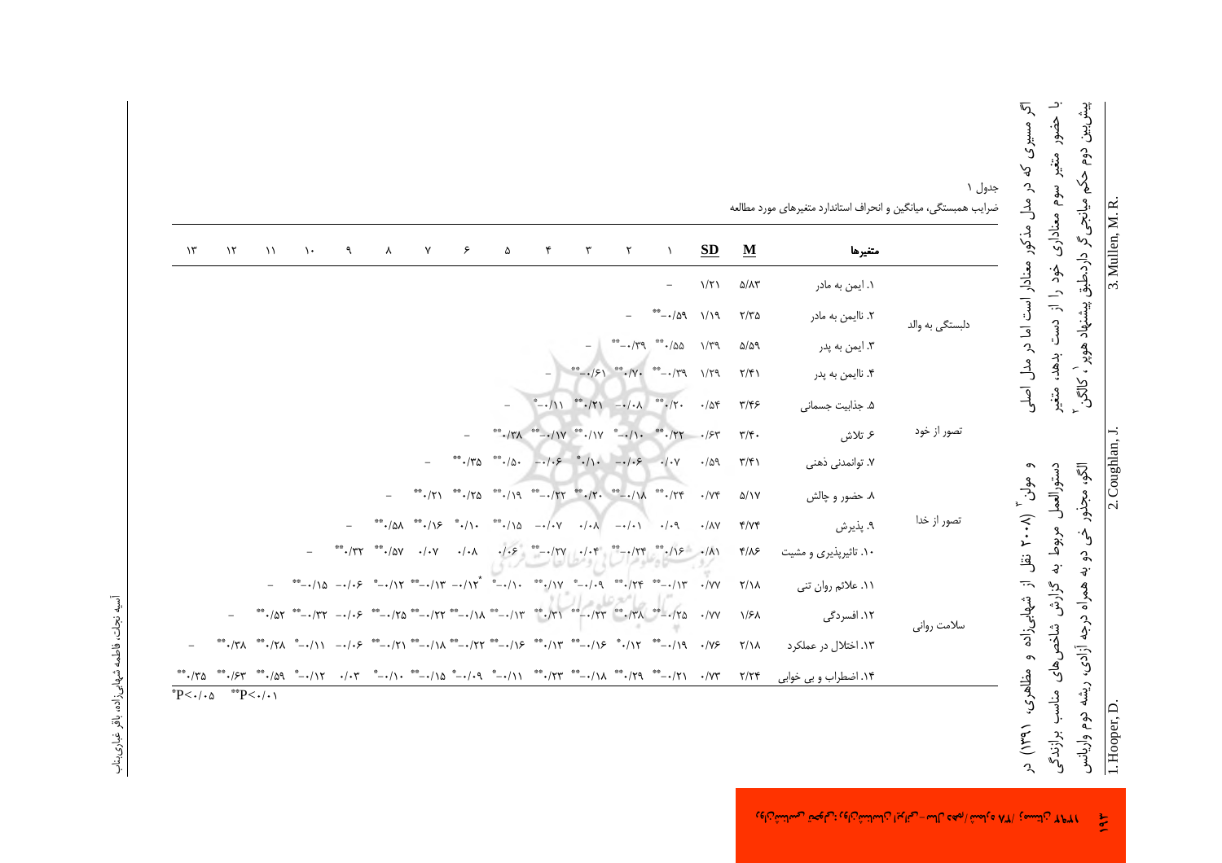اگر مسیری که در مدل مذکور معنادار است اما در مدل اصلی با حضور متغیر سوم معناداری خود را از دست بدهد، متغیر پیش‌بین دوم حکم میانجی‌گر دارد. طبق پیشنهاد هوپر[1]، کالگن[2] و مولن[3] (۲۰۰۸؛ نقل از شهابی‌زاده و مظاهری، ۱۳۹۱) در دستورالعمل مربوط به گزارش شاخص‌های مناسب برازندگی الگو، مجذور خی دو به همراه درجه آزادی، ریشه دوم واریانس

جدول ۱

ضرایب همبستگی، میانگین و انحراف استاندارد متغیرهای مورد مطالعه

| | متغیرها | M | SD | ۱ | ۲ | ۳ | ۴ | ۵ | ۶ | ۷ | ۸ | ۹ | ۱۰ | ۱۱ | ۱۲ | ۱۳ |
|---|---|---|---|---|---|---|---|---|---|---|---|---|---|---|---|---|
| دلبستگی به والد | ۱. ایمن به مادر | ۵/۸۳ | ۱/۲۱ | – | | | | | | | | | | | | |
| | ۲. ناایمن به مادر | ۲/۳۵ | ۱/۱۹ | −۰/۵۹** | – | | | | | | | | | | | |
| | ۳. ایمن به پدر | ۵/۵۹ | ۱/۳۹ | ۰/۵۵** | −۰/۳۹** | – | | | | | | | | | | |
| | ۴. ناایمن به پدر | ۲/۴۱ | ۱/۲۹ | −۰/۳۹** | ۰/۷۰** | −۰/۶۱** | – | | | | | | | | | |
| تصور از خود | ۵. جذابیت جسمانی | ۳/۴۶ | ۰/۵۴ | ۰/۲۰** | −۰/۰۸ | ۰/۲۱** | −۰/۱۱* | – | | | | | | | | |
| | ۶. تلاش | ۳/۴۰ | ۰/۶۳ | ۰/۲۲** | −۰/۱۰* | ۰/۱۷** | −۰/۱۷** | ۰/۳۸** | – | | | | | | | |
| | ۷. توانمندی ذهنی | ۳/۴۱ | ۰/۵۹ | ۰/۰۷ | −۰/۰۶ | ۰/۱۰* | −۰/۰۶ | ۰/۵۰** | ۰/۳۵** | – | | | | | | |
| تصور از خدا | ۸. حضور و چالش | ۵/۱۷ | ۰/۷۴ | ۰/۲۴** | −۰/۱۸** | ۰/۲۰** | −۰/۲۲** | ۰/۱۹** | ۰/۲۵** | ۰/۲۱** | – | | | | | |
| | ۹. پذیرش | ۴/۷۴ | ۰/۸۷ | ۰/۰۹ | −۰/۰۱ | ۰/۰۸ | −۰/۰۷ | ۰/۱۵** | ۰/۱۰* | ۰/۱۶** | ۰/۵۸** | – | | | | |
| | ۱۰. تاثیرپذیری و مشیت | ۴/۸۶ | ۰/۸۱ | ۰/۱۶** | −۰/۲۴** | ۰/۰۴ | −۰/۲۷** | ۰/۰۶ | ۰/۰۸ | ۰/۰۷ | ۰/۵۷** | ۰/۳۲** | – | | | |
| سلامت روانی | ۱۱. علائم روان تنی | ۲/۱۸ | ۰/۷۷ | −۰/۱۳** | ۰/۲۴** | −۰/۰۹* | ۰/۱۷** | −۰/۱۰* | −۰/۱۲* | −۰/۱۳** | −۰/۱۲* | −۰/۰۶ | −۰/۱۵** | – | | |
| | ۱۲. افسردگی | ۱/۶۸ | ۰/۷۷ | −۰/۲۵** | ۰/۳۸** | −۰/۲۳** | ۰/۳۱** | −۰/۱۳** | −۰/۱۸** | −۰/۲۲** | −۰/۲۵** | −۰/۰۶ | −۰/۳۲** | ۰/۵۲** | – | |
| | ۱۳. اختلال در عملکرد | ۲/۱۸ | ۰/۷۶ | −۰/۱۹** | ۰/۱۲* | −۰/۱۶** | ۰/۱۳** | −۰/۱۶** | −۰/۲۲** | −۰/۱۸** | −۰/۲۱** | −۰/۰۶ | −۰/۱۱* | ۰/۲۸** | ۰/۳۸** | – |
| | ۱۴. اضطراب و بی خوابی | ۲/۲۴ | ۰/۷۳ | −۰/۲۱** | ۰/۲۹** | −۰/۱۸** | ۰/۲۳** | −۰/۱۱* | −۰/۰۹* | −۰/۱۵** | −۰/۱۰* | ۰/۰۳ | −۰/۱۲* | ۰/۵۹** | ۰/۶۳** | ۰/۳۵** |

*P<۰/۰۵ **P<۰/۰۱

1. Hooper, D.
2. Coughlan, J.
3. Mullen, M. R.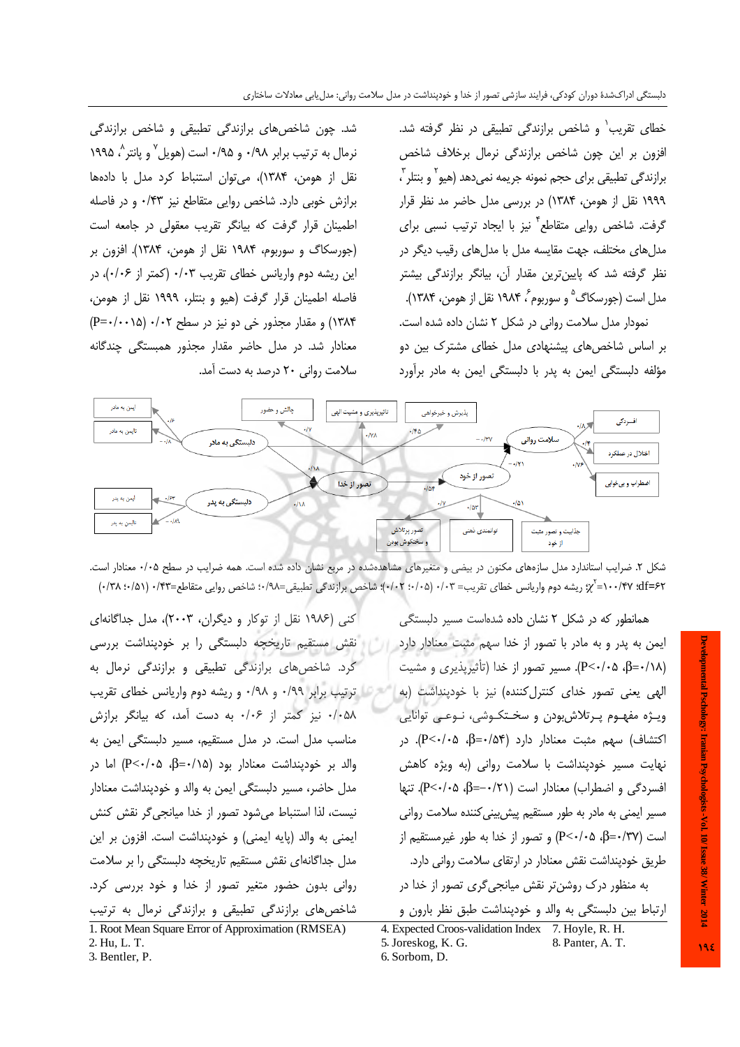خطای تقریب[1] و شاخص برازندگی تطبیقی در نظر گرفته شد. افزون بر این چون شاخص برازندگی نرمال برخلاف شاخص برازندگی تطبیقی برای حجم نمونه جریمه نمی‌دهد (هیو[2] و بنتلر[3]، ۱۹۹۹ نقل از هومن، ۱۳۸۴) در بررسی مدل حاضر مد نظر قرار گرفت. شاخص روایی متقاطع[4] نیز با ایجاد ترتیب نسبی برای مدل‌های مختلف، جهت مقایسه مدل با مدل‌های رقیب دیگر در نظر گرفته شد که پایین‌ترین مقدار آن، بیانگر برازندگی بیشتر مدل است (جورسکاگ[5] و سوربوم[6]، ۱۹۸۴ نقل از هومن، ۱۳۸۴). نمودار مدل سلامت روانی در شکل ۲ نشان داده شده است. بر اساس شاخص‌های پیشنهادی مدل خطای مشترک بین دو مؤلفه دلبستگی ایمن به پدر با دلبستگی ایمن به مادر برآورد

شد. چون شاخص‌های برازندگی تطبیقی و شاخص برازندگی نرمال به ترتیب برابر ۰/۹۸ و ۰/۹۵ است (هویل[7] و پانتر[8]، ۱۹۹۵ نقل از هومن، ۱۳۸۴)، می‌توان استنباط کرد مدل با داده‌ها برازش خوبی دارد. شاخص روایی متقاطع نیز ۰/۴۳ و در فاصله اطمینان قرار گرفت که بیانگر تقریب معقولی در جامعه است (جورسکاگ و سوربوم، ۱۹۸۴ نقل از هومن، ۱۳۸۴). افزون بر این ریشه دوم واریانس خطای تقریب ۰/۰۳ (کمتر از ۰/۰۶)، در فاصله اطمینان قرار گرفت (هیو و بنتلر، ۱۹۹۹ نقل از هومن، ۱۳۸۴) و مقدار مجذور خی دو نیز در سطح ۰/۰۲ ($P=0/0015$) معنادار شد. در مدل حاضر مقدار مجذور همبستگی چندگانه سلامت روانی ۲۰ درصد به دست آمد.

شکل ۲. ضرایب استاندارد مدل سازه‌های مکنون در بیضی و متغیرهای مشاهده‌شده در مربع نشان داده شده است. همه ضرایب در سطح ۰/۰۵ معنادار است. df=۶۲؛ $\chi^2$=۱۰۰/۴۷؛ ریشه دوم واریانس خطای تقریب= ۰/۰۳ (۰/۰۲ ؛۰/۰۵)؛ شاخص برازندگی تطبیقی=۰/۹۸؛ شاخص روایی متقاطع=۰/۴۳ (۰/۳۸ ؛۰/۵۱)

همانطور که در شکل ۲ نشان داده شده‌است مسیر دلبستگی ایمن به پدر و به مادر با تصور از خدا سهم مثبت معنادار دارد ($\beta=0/18$، $P<0/05$). مسیر تصور از خدا (تأثیرپذیری و مشیت الهی یعنی تصور خدای کنترل‌کننده) نیز با خودپنداشت (به ویـژه مفهـوم پـرتلاش‌بودن و سخـتکـوشی، نـوعـی توانایی اکتشاف) سهم مثبت معنادار دارد ($\beta=0/54$، $P<0/05$). در نهایت مسیر خودپنداشت با سلامت روانی (به ویژه کاهش افسردگی و اضطراب) معنادار است ($\beta=-0/21$، $P<0/05$). تنها مسیر ایمنی به مادر به طور مستقیم پیش‌بینی‌کننده سلامت روانی است ($\beta=0/37$، $P<0/05$) و تصور از خدا به طور غیرمستقیم از طریق خودپنداشت نقش معنادار در ارتقای سلامت روانی دارد.

به منظور درک روشن‌تر نقش میانجی‌گری تصور از خدا در ارتباط بین دلبستگی به والد و خودپنداشت طبق نظر بارون و کنی (۱۹۸۶ نقل از توکار و دیگران، ۲۰۰۳)، مدل جداگانه‌ای نقش مستقیم تاریخچه دلبستگی را بر خودپنداشت بررسی کرد. شاخص‌های برازندگی تطبیقی و برازندگی نرمال به ترتیب برابر ۰/۹۹ و ۰/۹۸ و ریشه دوم واریانس خطای تقریب ۰/۰۵۸ نیز کمتر از ۰/۰۶ به دست آمد، که بیانگر برازش مناسب مدل است. در مدل مستقیم، مسیر دلبستگی ایمن به والد بر خودپنداشت معنادار بود ($\beta=0/15$، $P<0/05$) اما در مدل حاضر، مسیر دلبستگی ایمن به والد و خودپنداشت معنادار نیست، لذا استنباط می‌شود تصور از خدا میانجی‌گر نقش کنش ایمنی به والد (پایه ایمنی) و خودپنداشت است. افزون بر این مدل جداگانه‌ای نقش مستقیم تاریخچه دلبستگی را بر سلامت روانی بدون حضور متغیر تصور از خدا و خود بررسی کرد. شاخص‌های برازندگی تطبیقی و برازندگی نرمال به ترتیب

1. Root Mean Square Error of Approximation (RMSEA)
2. Hu, L. T.
3. Bentler, P.
4. Expected Croos-validation Index
5. Joreskog, K. G.
6. Sorbom, D.
7. Hoyle, R. H.
8. Panter, A. T.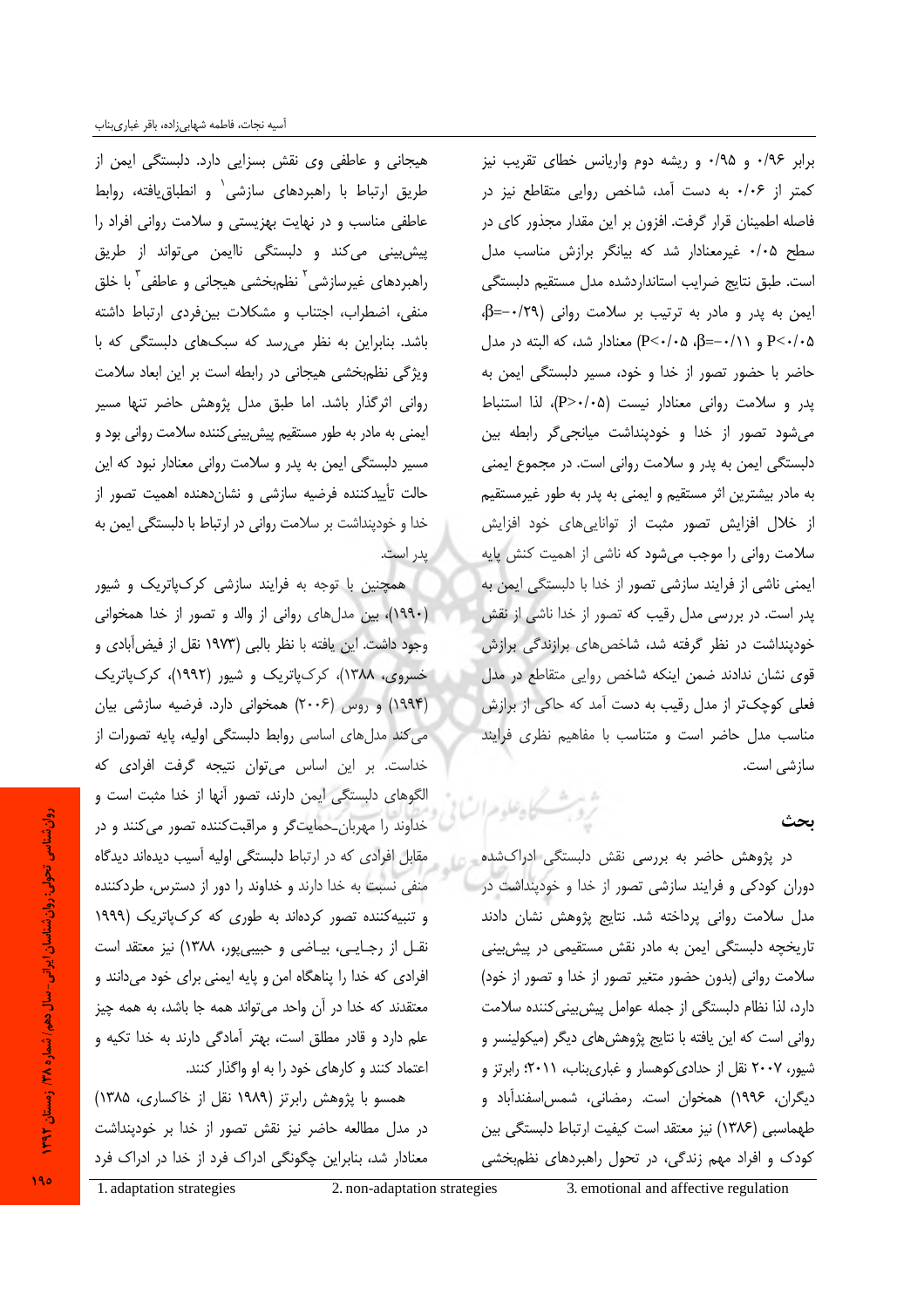برابر ۰/۹۶ و ۰/۹۵ و ریشه دوم واریانس خطای تقریب نیز کمتر از ۰/۰۶ به دست آمد، شاخص روایی متقاطع نیز در فاصله اطمینان قرار گرفت. افزون بر این مقدار مجذور کای در سطح ۰/۰۵ غیرمعنادار شد که بیانگر برازش مناسب مدل است. طبق نتایج ضرایب استانداردشده مدل مستقیم دلبستگی ایمن به پدر و مادر به ترتیب بر سلامت روانی (β=-۰/۲۹، P<۰/۰۵ و β=-۰/۱۱، P<۰/۰۵) معنادار شد، که البته در مدل حاضر با حضور تصور از خدا و خود، مسیر دلبستگی ایمن به پدر و سلامت روانی معنادار نیست (P>۰/۰۵)، لذا استنباط می‌شود تصور از خدا و خودپنداشت میانجی‌گر رابطه بین دلبستگی ایمن به پدر و سلامت روانی است. در مجموع ایمنی به مادر بیشترین اثر مستقیم و ایمنی به پدر به طور غیرمستقیم از خلال افزایش تصور مثبت از توانایی‌های خود افزایش سلامت روانی را موجب می‌شود که ناشی از اهمیت کنش پایه ایمنی ناشی از فرایند سازشی تصور از خدا با دلبستگی ایمن به پدر است. در بررسی مدل رقیب که تصور از خدا ناشی از نقش خودپنداشت در نظر گرفته شد، شاخص‌های برازندگی برازش قوی نشان ندادند ضمن اینکه شاخص روایی متقاطع در مدل فعلی کوچک‌تر از مدل رقیب به دست آمد که حاکی از برازش مناسب مدل حاضر است و متناسب با مفاهیم نظری فرایند سازشی است.

## بحث

در پژوهش حاضر به بررسی نقش دلبستگی ادراک‌شده دوران کودکی و فرایند سازشی تصور از خدا و خودپنداشت در مدل سلامت روانی پرداخته شد. نتایج پژوهش نشان دادند تاریخچه دلبستگی ایمن به مادر نقش مستقیمی در پیش‌بینی سلامت روانی (بدون حضور متغیر تصور از خدا و تصور از خود) دارد، لذا نظام دلبستگی از جمله عوامل پیش‌بینی‌کننده سلامت روانی است که این یافته با نتایج پژوهش‌های دیگر (میکولینسر و شیور، ۲۰۰۷ نقل از حدادی‌کوهسار و غباری‌بناب، ۲۰۱۱؛ رابرتز و دیگران، ۱۹۹۶) همخوان است. رمضانی، شمس‌اسفندآباد و طهماسبی (۱۳۸۶) نیز معتقد است کیفیت ارتباط دلبستگی بین کودک و افراد مهم زندگی، در تحول راهبردهای نظم‌بخشی هیجانی و عاطفی وی نقش بسزایی دارد. دلبستگی ایمن از طریق ارتباط با راهبردهای سازشی[1] و انطباق‌یافته، روابط عاطفی مناسب و در نهایت بهزیستی و سلامت روانی افراد را پیش‌بینی می‌کند و دلبستگی ناایمن می‌تواند از طریق راهبردهای غیرسازشی[2] نظم‌بخشی هیجانی و عاطفی[3] با خلق منفی، اضطراب، اجتناب و مشکلات بین‌فردی ارتباط داشته باشد. بنابراین به نظر می‌رسد که سبک‌های دلبستگی که با ویژگی نظم‌بخشی هیجانی در رابطه است بر این ابعاد سلامت روانی اثرگذار باشد. اما طبق مدل پژوهش حاضر تنها مسیر ایمنی به مادر به طور مستقیم پیش‌بینی‌کننده سلامت روانی بود و مسیر دلبستگی ایمن به پدر و سلامت روانی معنادار نبود که این حالت تأییدکننده فرضیه سازشی و نشان‌دهنده اهمیت تصور از خدا و خودپنداشت بر سلامت روانی در ارتباط با دلبستگی ایمن به پدر است.

همچنین با توجه به فرایند سازشی کرک‌پاتریک و شیور (۱۹۹۰)، بین مدل‌های روانی از والد و تصور از خدا همخوانی وجود داشت. این یافته با نظر بالبی (۱۹۷۳ نقل از فیض‌آبادی و خسروی، ۱۳۸۸)، کرک‌پاتریک و شیور (۱۹۹۲)، کرک‌پاتریک (۱۹۹۴) و روس (۲۰۰۶) همخوانی دارد. فرضیه سازشی بیان می‌کند مدل‌های اساسی روابط دلبستگی اولیه، پایه تصورات از خداست. بر این اساس می‌توان نتیجه گرفت افرادی که الگوهای دلبستگی ایمن دارند، تصور آنها از خدا مثبت است و خداوند را مهربان-حمایت‌گر و مراقبت‌کننده تصور می‌کنند و در مقابل افرادی که در ارتباط دلبستگی اولیه آسیب دیده‌اند دیدگاه منفی نسبت به خدا دارند و خداوند را دور از دسترس، طردکننده و تنبیه‌کننده تصور کرده‌اند به طوری که کرک‌پاتریک (۱۹۹۹ نقل از رجایی، بیاضی و حبیبی‌پور، ۱۳۸۸) نیز معتقد است افرادی که خدا را پناهگاه امن و پایه ایمنی برای خود می‌دانند و معتقدند که خدا در آن واحد می‌تواند همه جا باشد، به همه چیز علم دارد و قادر مطلق است، بهتر آمادگی دارند به خدا تکیه و اعتماد کنند و کارهای خود را به او واگذار کنند.

همسو با پژوهش رابرتز (۱۹۸۹ نقل از خاکساری، ۱۳۸۵) در مدل مطالعه حاضر نیز نقش تصور از خدا بر خودپنداشت معنادار شد، بنابراین چگونگی ادراک فرد از خدا در ادراک فرد

---

1. adaptation strategies
2. non-adaptation strategies
3. emotional and affective regulation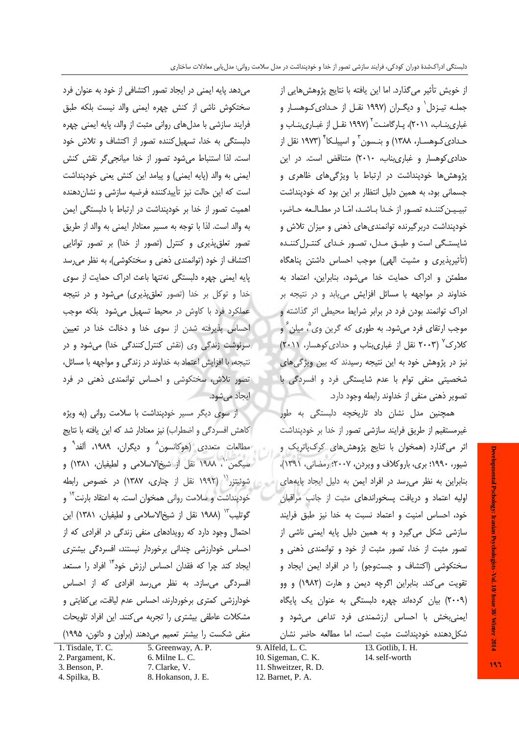از خویش تأثیر می‌گذارد. اما این یافته با نتایج پژوهش‌هایی از جمله تیزدل[1] و دیگران (۱۹۹۷ نقل از حدادی‌کوهسار و غباری‌بناب، ۲۰۱۱)، پارگامنت[2] (۱۹۹۷ نقل از غباری‌بناب و حدادی‌کوهسار، ۱۳۸۸) و بنسون[3] و اسپیلکا[4] (۱۹۷۳ نقل از حدادی‌کوهسار و غباری‌بناب، ۲۰۱۰) متناقض است. در این پژوهش‌ها خودپنداشت در ارتباط با ویژگی‌های ظاهری و جسمانی بود، به همین دلیل انتظار بر این بود که خودپنداشت تبیین‌کننده تصور از خدا باشد، امّا در مطالعه حاضر، خودپنداشت دربرگیرنده توانمندی‌های ذهنی و میزان تلاش و شایستگی است و طبق مدل، تصور خدای کنترل‌کننده (تأثیرپذیری و مشیت الهی) موجب احساس داشتن پناهگاه مطمئن و ادراک حمایت خدا می‌شود، بنابراین، اعتماد به خداوند در مواجهه با مسائل افزایش می‌یابد و در نتیجه بر ادراک توانمند بودن فرد در برابر شرایط محیطی اثر گذاشته و موجب ارتقای فرد می‌شود. به طوری که گرین وی[5]، میلن[6] و کلارک[7] (۲۰۰۳ نقل از غباری‌بناب و حدادی‌کوهسار، ۲۰۱۱) نیز در پژوهش خود به این نتیجه رسیدند که بین ویژگی‌های شخصیتی منفی توام با عدم شایستگی فرد و افسردگی با تصویر ذهنی منفی از خداوند رابطه وجود دارد.

همچنین مدل نشان داد تاریخچه دلبستگی به طور غیرمستقیم از طریق فرایند سازشی تصور از خدا بر خودپنداشت اثر می‌گذارد (همخوان با نتایج پژوهش‌های کرک‌پاتریک و شیور، ۱۹۹۰؛ بری، باروکلاف و ویردن، ۲۰۰۷؛ رمضانی، ۱۳۹۱)، بنابراین به نظر می‌رسد در افراد ایمن به دلیل ایجاد پایه‌های اولیه اعتماد و دریافت پسخوراندهای مثبت از جانب مراقبان خود، احساس امنیت و اعتماد نسبت به خدا نیز طبق فرایند سازشی شکل می‌گیرد و به همین دلیل پایه ایمنی ناشی از تصور مثبت از خدا، تصور مثبت از خود و توانمندی ذهنی و سختکوشی (اکتشاف و جست‌وجو) را در افراد ایمن ایجاد و تقویت می‌کند. بنابراین اگرچه دیمن و هارت (۱۹۸۲) و وو (۲۰۰۹) بیان کرده‌اند چهره دلبستگی به عنوان یک پایگاه ایمنی‌بخش با احساس ارزشمندی فرد تداعی می‌شود و شکل‌دهنده خودپنداشت مثبت است، اما مطالعه حاضر نشان می‌دهد پایه ایمنی در ایجاد تصور اکتشافی از خود به عنوان فرد سختکوش ناشی از کنش چهره ایمنی والد نیست بلکه طبق فرایند سازشی با مدل‌های روانی مثبت از والد، پایه ایمنی چهره دلبستگی به خدا، تسهیل‌کننده تصور از اکتشاف و تلاش خود است. لذا استنباط می‌شود تصور از خدا میانجی‌گر نقش کنش ایمنی به والد (پایه ایمنی) و پیامد این کنش یعنی خودپنداشت است که این حالت نیز تأییدکننده فرضیه سازشی و نشان‌دهنده اهمیت تصور از خدا بر خودپنداشت در ارتباط با دلبستگی ایمن به والد است. لذا با توجه به مسیر معنادار ایمنی به والد از طریق تصور تعلق‌پذیری و کنترل (تصور از خدا) بر تصور توانایی اکتشاف از خود (توانمندی ذهنی و سختکوشی)، به نظر می‌رسد پایه ایمنی چهره دلبستگی نه‌تنها باعث ادراک حمایت از سوی خدا و توکل بر خدا (تصور تعلق‌پذیری) می‌شود و در نتیجه عملکرد فرد با کاوش در محیط تسهیل می‌شود بلکه موجب احساس پذیرفته شدن از سوی خدا و دخالت خدا در تعیین سرنوشت زندگی وی (نقش کنترل‌کنندگی خدا) می‌شود و در نتیجه، با افزایش اعتماد به خداوند در زندگی و مواجهه با مسائل، تصور تلاش، سختکوشی و احساس توانمندی ذهنی در فرد ایجاد می‌شود.

از سوی دیگر مسیر خودپنداشت با سلامت روانی (به ویژه کاهش افسردگی و اضطراب) نیز معنادار شد که این یافته با نتایج مطالعات متعددی (هوکانسون[8] و دیگران، ۱۹۸۹، آلفد[9] و سیگمن[10]، ۱۹۸۸ نقل از شیخ‌الاسلامی و لطیفیان، ۱۳۸۱) و شوئیتزر[11] (۱۹۹۲ نقل از چناری، ۱۳۸۷) در خصوص رابطه خودپنداشت و سلامت روانی همخوان است. به اعتقاد بارنت[12] و گوتلیب[13] (۱۹۸۸ نقل از شیخ‌الاسلامی و لطیفیان، ۱۳۸۱) این احتمال وجود دارد که رویدادهای منفی زندگی در افرادی که از احساس خودارزشی چندانی برخوردار نیستند، افسردگی بیشتری ایجاد کند چرا که فقدان احساس ارزش خود[14] افراد را مستعد افسردگی می‌سازد. به نظر می‌رسد افرادی که از احساس خودارزشی کمتری برخوردارند، احساس عدم لیاقت، بی‌کفایتی و مشکلات عاطفی بیشتری را تجربه می‌کنند. این افراد تلویحات منفی شکست را بیشتر تعمیم می‌دهند (براون و داتون، ۱۹۹۵)

---

1. Tisdale, T. C.
2. Pargament, K.
3. Benson, P.
4. Spilka, B.
5. Greenway, A. P.
6. Milne L. C.
7. Clarke, V.
8. Hokanson, J. E.
9. Alfeld, L. C.
10. Sigeman, C. K.
11. Shweitzer, R. D.
12. Barnet, P. A.
13. Gotlib, I. H.
14. self-worth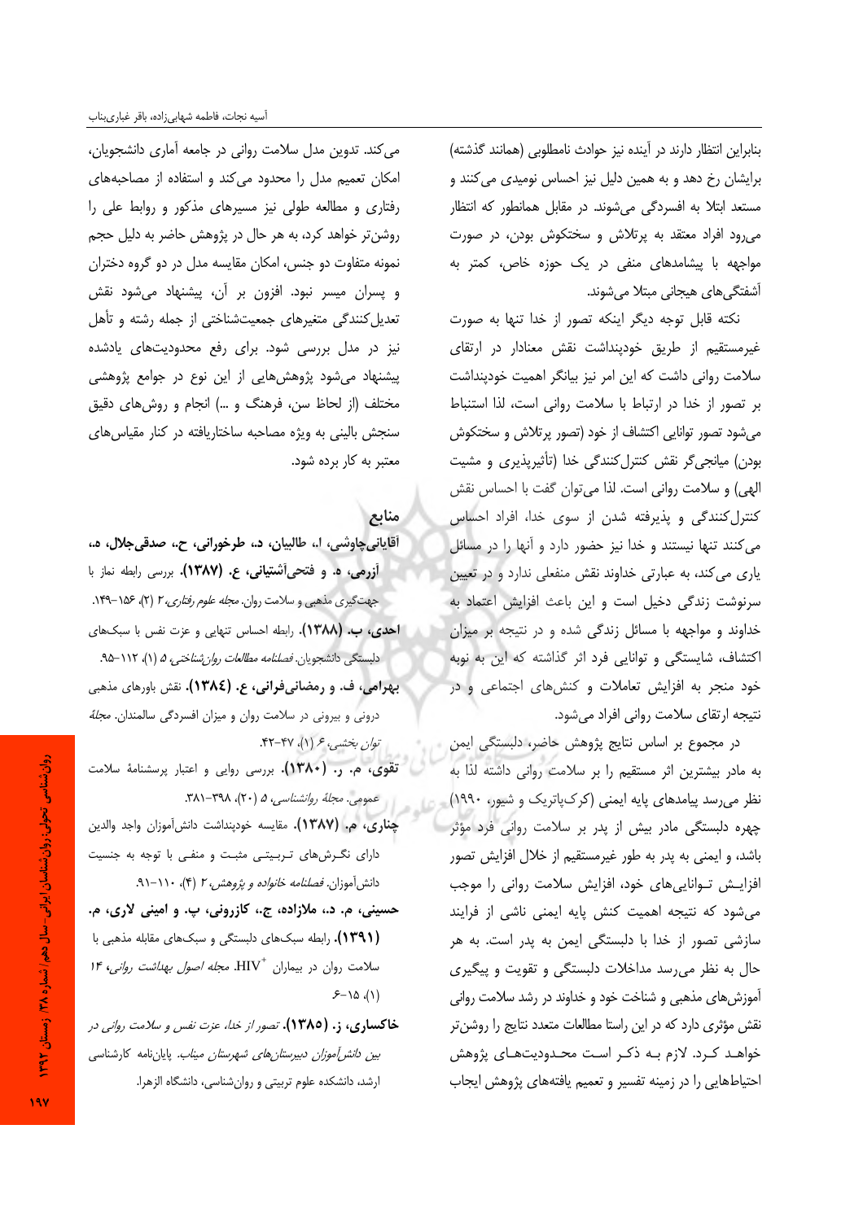بنابراین انتظار دارند در آینده نیز حوادث نامطلوبی (همانند گذشته) برایشان رخ دهد و به همین دلیل نیز احساس نومیدی می‌کنند و مستعد ابتلا به افسردگی می‌شوند. در مقابل همانطور که انتظار می‌رود افراد معتقد به پرتلاش و سختکوش بودن، در صورت مواجهه با پیشامدهای منفی در یک حوزه خاص، کمتر به آشفتگی‌های هیجانی مبتلا می‌شوند.

نکته قابل توجه دیگر اینکه تصور از خدا تنها به صورت غیرمستقیم از طریق خودپنداشت نقش معنادار در ارتقای سلامت روانی داشت که این امر نیز بیانگر اهمیت خودپنداشت بر تصور از خدا در ارتباط با سلامت روانی است، لذا استنباط می‌شود تصور توانایی اکتشاف از خود (تصور پرتلاش و سختکوش بودن) میانجی‌گر نقش کنترل‌کنندگی خدا (تأثیرپذیری و مشیت الهی) و سلامت روانی است. لذا می‌توان گفت با احساس نقش کنترل‌کنندگی و پذیرفته شدن از سوی خدا، افراد احساس می‌کنند تنها نیستند و خدا نیز حضور دارد و آنها را در مسائل یاری می‌کند، به عبارتی خداوند نقش منفعلی ندارد و در تعیین سرنوشت زندگی دخیل است و این باعث افزایش اعتماد به خداوند و مواجهه با مسائل زندگی شده و در نتیجه بر میزان اکتشاف، شایستگی و توانایی فرد اثر گذاشته که این به نوبه خود منجر به افزایش تعاملات و کنش‌های اجتماعی و در نتیجه ارتقای سلامت روانی افراد می‌شود.

در مجموع بر اساس نتایج پژوهش حاضر، دلبستگی ایمن به مادر بیشترین اثر مستقیم را بر سلامت روانی داشته لذا به نظر می‌رسد پیامدهای پایه ایمنی (کرک‌پاتریک و شیور، ۱۹۹۰) چهره دلبستگی مادر بیش از پدر بر سلامت روانی فرد مؤثر باشد، و ایمنی به پدر به طور غیرمستقیم از خلال افزایش تصور افزایش تواناییهای خود، افزایش سلامت روانی را موجب می‌شود که نتیجه اهمیت کنش پایه ایمنی ناشی از فرایند سازشی تصور از خدا با دلبستگی ایمن به پدر است. به هر حال به نظر می‌رسد مداخلات دلبستگی و تقویت و پیگیری آموزش‌های مذهبی و شناخت خود و خداوند در رشد سلامت روانی نقش مؤثری دارد که در این راستا مطالعات متعدد نتایج را روشن‌تر خواهد کرد. لازم به ذکر است محدودیت‌های پژوهش احتیاط‌هایی را در زمینه تفسیر و تعمیم یافته‌های پژوهش ایجاب می‌کند. تدوین مدل سلامت روانی در جامعه آماری دانشجویان، امکان تعمیم مدل را محدود می‌کند و استفاده از مصاحبه‌های رفتاری و مطالعه طولی نیز مسیرهای مذکور و روابط علی را روشن‌تر خواهد کرد، به هر حال در پژوهش حاضر به دلیل حجم نمونه متفاوت دو جنس، امکان مقایسه مدل در دو گروه دختران و پسران میسر نبود. افزون بر آن، پیشنهاد می‌شود نقش تعدیل‌کنندگی متغیرهای جمعیت‌شناختی از جمله رشته و تأهل نیز در مدل بررسی شود. برای رفع محدودیت‌های یادشده پیشنهاد می‌شود پژوهش‌هایی از این نوع در جوامع پژوهشی مختلف (از لحاظ سن، فرهنگ و ...) انجام و روش‌های دقیق سنجش بالینی به ویژه مصاحبه ساختاریافته در کنار مقیاس‌های معتبر به کار برده شود.

## منابع

**آقایانی‌چاوشی، ا.، طالبیان، د.، طرخورانی، ح.، صدقی‌جلال، ه.، آزرمی، ه. و فتحی‌آشتیانی، ع. (۱۳۸۷).** بررسی رابطه نماز با جهت‌گیری مذهبی و سلامت روان. *مجله علوم رفتاری، ۲* (۲)، ۱۵۶-۱۴۹.

**احدی، ب. (۱۳۸۸).** رابطه احساس تنهایی و عزت نفس با سبک‌های دلبستگی دانشجویان. *فصلنامه مطالعات روان‌شناختی، ۵* (۱)، ۱۱۲-۹۵.

**بهرامی، ف. و رمضانی‌فرانی، ع. (۱۳۸٤).** نقش باورهای مذهبی درونی و بیرونی در سلامت روان و میزان افسردگی سالمندان. *مجلة توان بخشی، ۶* (۱)، ۴۷-۴۲.

**تقوی، م. ر. (۱۳۸۰).** بررسی روایی و اعتبار پرسشنامة سلامت عمومی. *مجلة روانشناسی، ۵* (۲۰)، ۳۹۸-۳۸۱.

**چناری، م. (۱۳۸۷).** مقایسه خودپنداشت دانش‌آموزان واجد والدین دارای نگرش‌های تربیتی مثبت و منفی با توجه به جنسیت دانش‌آموزان. *فصلنامه خانواده و پژوهش، ۲* (۴)، ۱۱۰-۹۱.

**حسینی، م. د.، ملازاده، ج.، کازرونی، پ. و امینی لاری، م. (۱۳۹۱).** رابطه سبک‌های دلبستگی و سبک‌های مقابله مذهبی با سلامت روان در بیماران $HIV^{+}$. *مجله اصول بهداشت روانی، ۱۴* (۱)، ۱۵-۶.

**خاکساری، ز. (۱۳۸۵).** *تصور از خدا، عزت نفس و سلامت روانی در بین دانش‌آموزان دبیرستان‌های شهرستان میناب.* پایان‌نامه کارشناسی ارشد، دانشکده علوم تربیتی و روان‌شناسی، دانشگاه الزهرا.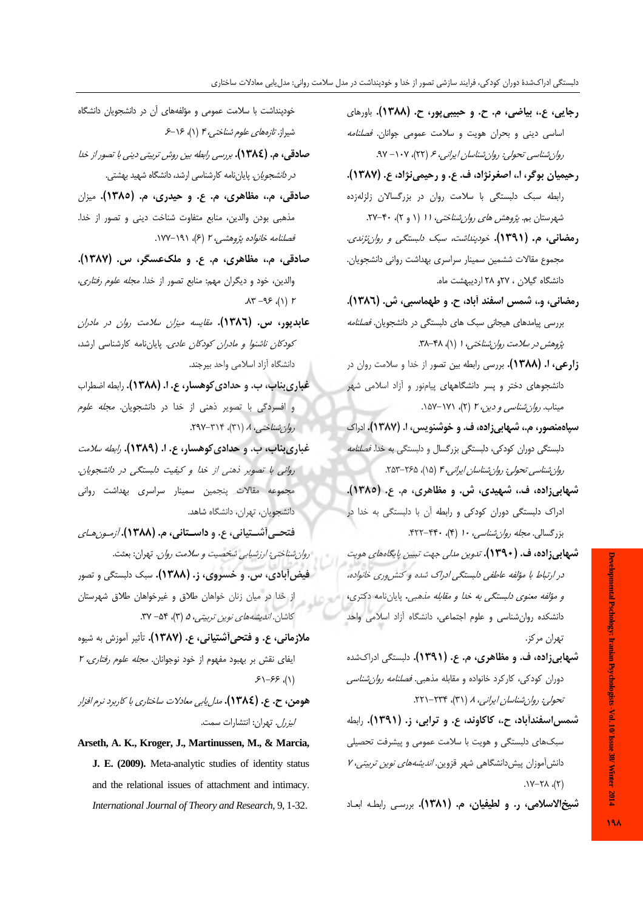**رجایی، ع.، بیاضی، م. ح. و حبیبی‌پور، ح. (۱۳۸۸).** باورهای اساسی دینی و بحران هویت و سلامت عمومی جوانان. *فصلنامه روان‌شناسی تحولی: روان‌شناسان ایرانی، ۶* (۲۲)، ۱۰۷- ۹۷.

**رحیمیان بوگر، ا.، اصغرنژاد، ف. ع. و رحیمی‌نژاد، ع. (۱۳۸۷).** رابطه سبک دلبستگی با سلامت روان در بزرگسالان زلزله‌زده شهرستان بم. *پژوهش های روان‌شناختی، ۱۱* (۱ و ۲)، ۴۰-۲۷.

**رمضانی، م. (۱۳۹۱).** *خودپنداشت، سبک دلبستگی و روان‌نژندی.* مجموع مقالات ششمین سمینار سراسری بهداشت روانی دانشجویان. دانشگاه گیلان ، ۲۷و ۲۸ اردیبهشت ماه.

**رمضانی، و.، شمس اسفند آباد، ح. و طهماسبی، ش. (۱۳۸٦).** بررسی پیامدهای هیجانی سبک های دلبستگی در دانشجویان. *فصلنامه پژوهش در سلامت روان‌شناختی، ۱* (۱)، ۴۸-۳۸.

**زارعی، ا. (۱۳۸۸).** بررسی رابطه بین تصور از خدا و سلامت روان در دانشجوهای دختر و پسر دانشگاههای پیام‌نور و آزاد اسلامی شهر میناب. *روان‌شناسی و دین، ۲* (۲)، ۱۷۱-۱۵۷.

**سپاه‌منصور، م.، شهابی‌زاده، ف. و خوشنویس، ا. (۱۳۸۷).** ادراک دلبستگی دوران کودکی، دلبستگی بزرگسال و دلبستگی به خدا. *فصلنامه روان‌شناسی تحولی: روان‌شناسان ایرانی، ۴* (۱۵)، ۲۶۵-۲۵۳.

**شهابی‌زاده، ف.، شهیدی، ش. و مظاهری، م. ع. (۱۳۸۵).** ادراک دلبستگی دوران کودکی و رابطه آن با دلبستگی به خدا در بزرگسالی. *مجله روان‌شناسی، ۱۰* (۴)، ۴۴۰-۴۲۲.

**شهابی‌زاده، ف. (۱۳۹۰).** *تدوین مدلی جهت تبیین پایگاه‌های هویت در ارتباط با مؤلفه عاطفی دلبستگی ادراک شده و کنش‌وری خانواده، و مؤلفه معنوی دلبستگی به خدا و مقابله مذهبی.* پایان‌نامه دکتری، دانشکده روان‌شناسی و علوم اجتماعی، دانشگاه آزاد اسلامی واحد تهران مرکز.

**شهابی‌زاده، ف. و مظاهری، م. ع. (۱۳۹۱).** دلبستگی ادراک‌شده دوران کودکی، کارکرد خانواده و مقابله مذهبی. *فصلنامه روان‌شناسی تحولی: روان‌شناسان ایرانی، ۸* (۳۱)، ۲۳۴-۲۲۱.

**شمس‌اسفندآباد، ح.، کاکاوند، ع. و ترابی، ز. (۱۳۹۱).** رابطه سبک‌های دلبستگی و هویت با سلامت عمومی و پیشرفت تحصیلی دانش‌آموزان پیش‌دانشگاهی شهر قزوین. *اندیشه‌های نوین تربیتی، ۷* (۲)، ۲۸-۱۷.

**شیخ‌الاسلامی، ر. و لطیفیان، م. (۱۳۸۱).** بررسی رابطه ابعاد خودپنداشت با سلامت عمومی و مؤلفه‌های آن در دانشجویان دانشگاه شیراز. *تازه‌های علوم شناختی، ۴* (۱)، ۱۶-۶.

**صادقی، م. (۱۳۸٤).** *بررسی رابطه بین روش تربیتی دینی با تصور از خدا در دانشجویان.* پایان‌نامه کارشناسی ارشد، دانشگاه شهید بهشتی.

**صادقی، م.، مظاهری، م. ع. و حیدری، م. (۱۳۸۵).** میزان مذهبی بودن والدین، منابع متفاوت شناخت دینی و تصور از خدا. *فصلنامه خانواده پژوهشی، ۲* (۶)، ۱۹۱-۱۷۷.

**صادقی، م.، مظاهری، م. ع. و ملک‌عسگر، س. (۱۳۸۷).** والدین، خود و دیگران مهم: منابع تصور از خدا. *مجله علوم رفتاری، ۲* (۱)، ۹۶- ۸۳.

**عابدپور، س. (۱۳۸٦).** *مقایسه میزان سلامت روان در مادران کودکان ناشنوا و مادران کودکان عادی.* پایان‌نامه کارشناسی ارشد، دانشگاه آزاد اسلامی واحد بیرجند.

**غباری‌بناب، ب. و حدادی کوهسار، ع. ا. (۱۳۸۸).** رابطه اضطراب و افسردگی با تصویر ذهنی از خدا در دانشجویان. *مجله علوم روان‌شناختی، ۸* (۳۱)، ۳۱۴-۲۹۷.

**غباری‌بناب، ب. و حدادی کوهسار، ع. ا (۱۳۸۹).** *رابطه سلامت روانی با تصویر ذهنی از خدا و کیفیت دلبستگی در دانشجویان.* مجموعه مقالات پنجمین سمینار سراسری بهداشت روانی دانشجویان، تهران، دانشگاه شاهد.

**فتحی آشتیانی، ع. و داستانی، م. (۱۳۸۸).** *آزمون‌های روان‌شناختی: ارزشیابی شخصیت و سلامت روان.* تهران: بعثت.

**فیض‌آبادی، س. و خسروی، ز. (۱۳۸۸).** سبک دلبستگی و تصور از خدا در میان زنان خواهان طلاق و غیرخواهان طلاق شهرستان کاشان. *اندیشه‌های نوین تربیتی، ۵* (۳)، ۵۴- ۳۷.

**ملازمانی، ع. و فتحی‌آشتیانی، ع. (۱۳۸۷).** تأثیر آموزش به شیوه ایفای نقش بر بهبود مفهوم از خود نوجوانان. *مجله علوم رفتاری، ۲* (۱)، ۶۶-۶۱.

**هومن، ح. ع. (۱۳۸٤).** *مدل‌یابی معادلات ساختاری با کاربرد نرم‌افزار لیزرل.* تهران: انتشارات سمت.

**Arseth, A. K., Kroger, J., Martinussen, M., & Marcia, J. E. (2009).** Meta-analytic studies of identity status and the relational issues of attachment and intimacy. *International Journal of Theory and Research*, 9, 1-32.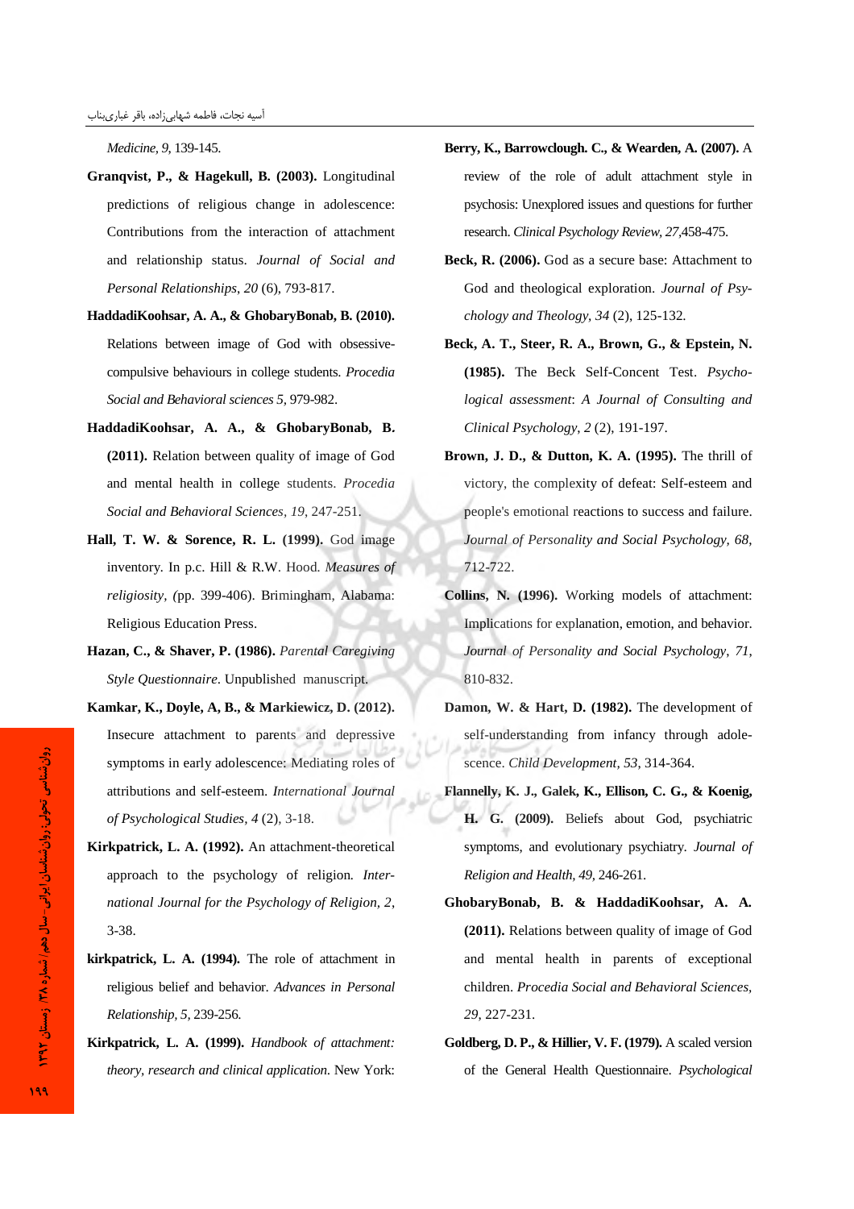*Medicine*, *9*, 139-145.

**Granqvist, P., & Hagekull, B. (2003).** Longitudinal predictions of religious change in adolescence: Contributions from the interaction of attachment and relationship status. *Journal of Social and Personal Relationships*, *20* (6), 793-817.

**HaddadiKoohsar, A. A., & GhobaryBonab, B. (2010).** Relations between image of God with obsessive-compulsive behaviours in college students. *Procedia Social and Behavioral sciences 5*, 979-982.

**HaddadiKoohsar, A. A., & GhobaryBonab, B. (2011).** Relation between quality of image of God and mental health in college students. *Procedia Social and Behavioral Sciences*, *19*, 247-251.

**Hall, T. W. & Sorence, R. L. (1999).** God image inventory. In p.c. Hill & R.W. Hood. *Measures of religiosity*, (pp. 399-406). Brimingham, Alabama: Religious Education Press.

**Hazan, C., & Shaver, P. (1986).** *Parental Caregiving Style Questionnaire*. Unpublished manuscript.

**Kamkar, K., Doyle, A, B., & Markiewicz, D. (2012).** Insecure attachment to parents and depressive symptoms in early adolescence: Mediating roles of attributions and self-esteem. *International Journal of Psychological Studies*, *4* (2), 3-18.

**Kirkpatrick, L. A. (1992).** An attachment-theoretical approach to the psychology of religion. *International Journal for the Psychology of Religion*, *2*, 3-38.

**kirkpatrick, L. A. (1994).** The role of attachment in religious belief and behavior. *Advances in Personal Relationship*, *5*, 239-256.

**Kirkpatrick, L. A. (1999).** *Handbook of attachment: theory, research and clinical application*. New York:

**Berry, K., Barrowclough. C., & Wearden, A. (2007).** A review of the role of adult attachment style in psychosis: Unexplored issues and questions for further research. *Clinical Psychology Review*, *27*,458-475.

**Beck, R. (2006).** God as a secure base: Attachment to God and theological exploration. *Journal of Psychology and Theology*, *34* (2), 125-132.

**Beck, A. T., Steer, R. A., Brown, G., & Epstein, N. (1985).** The Beck Self-Concent Test. *Psychological assessment*: *A Journal of Consulting and Clinical Psychology*, *2* (2), 191-197.

**Brown, J. D., & Dutton, K. A. (1995).** The thrill of victory, the complexity of defeat: Self-esteem and people's emotional reactions to success and failure. *Journal of Personality and Social Psychology*, *68*, 712-722.

**Collins, N. (1996).** Working models of attachment: Implications for explanation, emotion, and behavior. *Journal of Personality and Social Psychology*, *71*, 810-832.

**Damon, W. & Hart, D. (1982).** The development of self-understanding from infancy through adolescence. *Child Development*, *53*, 314-364.

**Flannelly, K. J., Galek, K., Ellison, C. G., & Koenig, H. G. (2009).** Beliefs about God, psychiatric symptoms, and evolutionary psychiatry. *Journal of Religion and Health*, *49*, 246-261.

**GhobaryBonab, B. & HaddadiKoohsar, A. A. (2011).** Relations between quality of image of God and mental health in parents of exceptional children. *Procedia Social and Behavioral Sciences*, *29*, 227-231.

**Goldberg, D. P., & Hillier, V. F. (1979).** A scaled version of the General Health Questionnaire. *Psychological*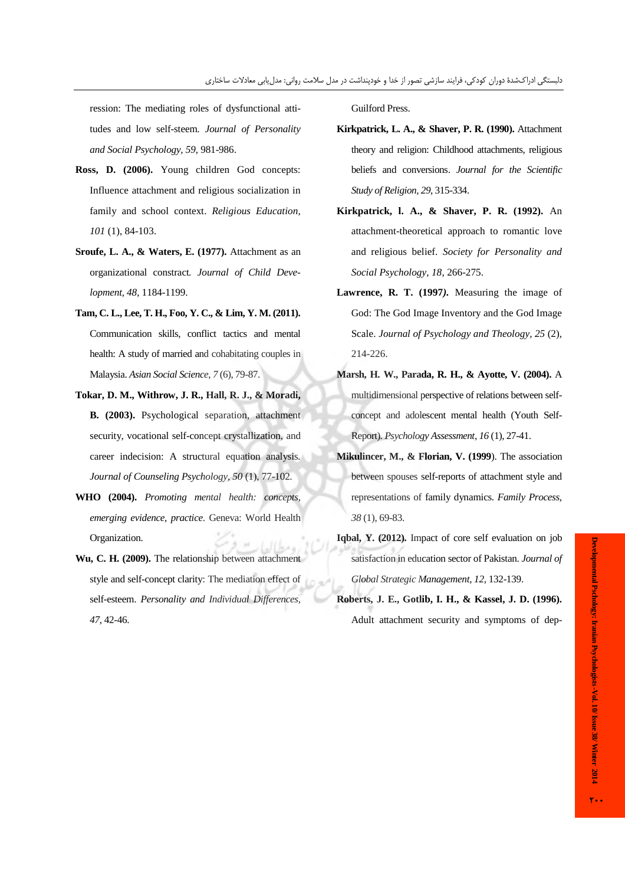ression: The mediating roles of dysfunctional attitudes and low self-steem. *Journal of Personality and Social Psychology, 59*, 981-986.

**Ross, D. (2006).** Young children God concepts: Influence attachment and religious socialization in family and school context. *Religious Education, 101* (1), 84-103.

**Sroufe, L. A., & Waters, E. (1977).** Attachment as an organizational constract. *Journal of Child Development, 48*, 1184-1199.

**Tam, C. L., Lee, T. H., Foo, Y. C., & Lim, Y. M. (2011).** Communication skills, conflict tactics and mental health: A study of married and cohabitating couples in Malaysia. *Asian Social Science, 7* (6), 79-87.

**Tokar, D. M., Withrow, J. R., Hall, R. J., & Moradi, B. (2003).** Psychological separation, attachment security, vocational self-concept crystallization, and career indecision: A structural equation analysis. *Journal of Counseling Psychology, 50* (1), 77-102.

**WHO (2004).** *Promoting mental health: concepts, emerging evidence, practice*. Geneva: World Health Organization.

**Wu, C. H. (2009).** The relationship between attachment style and self-concept clarity: The mediation effect of self-esteem. *Personality and Individual Differences, 47*, 42-46.

Guilford Press.

**Kirkpatrick, L. A., & Shaver, P. R. (1990).** Attachment theory and religion: Childhood attachments, religious beliefs and conversions. *Journal for the Scientific Study of Religion, 29*, 315-334.

**Kirkpatrick, l. A., & Shaver, P. R. (1992).** An attachment-theoretical approach to romantic love and religious belief. *Society for Personality and Social Psychology*, *18*, 266-275.

**Lawrence, R. T. (1997).** Measuring the image of God: The God Image Inventory and the God Image Scale. *Journal of Psychology and Theology, 25* (2), 214-226.

**Marsh, H. W., Parada, R. H., & Ayotte, V. (2004).** A multidimensional perspective of relations between self-concept and adolescent mental health (Youth Self-Report). *Psychology Assessment*, *16* (1), 27-41.

**Mikulincer, M., & Florian, V. (1999**). The association between spouses self-reports of attachment style and representations of family dynamics. *Family Process, 38* (1), 69-83.

**Iqbal, Y. (2012).** Impact of core self evaluation on job satisfaction in education sector of Pakistan. *Journal of Global Strategic Management, 12*, 132-139.

**Roberts, J. E., Gotlib, I. H., & Kassel, J. D. (1996).** Adult attachment security and symptoms of dep-